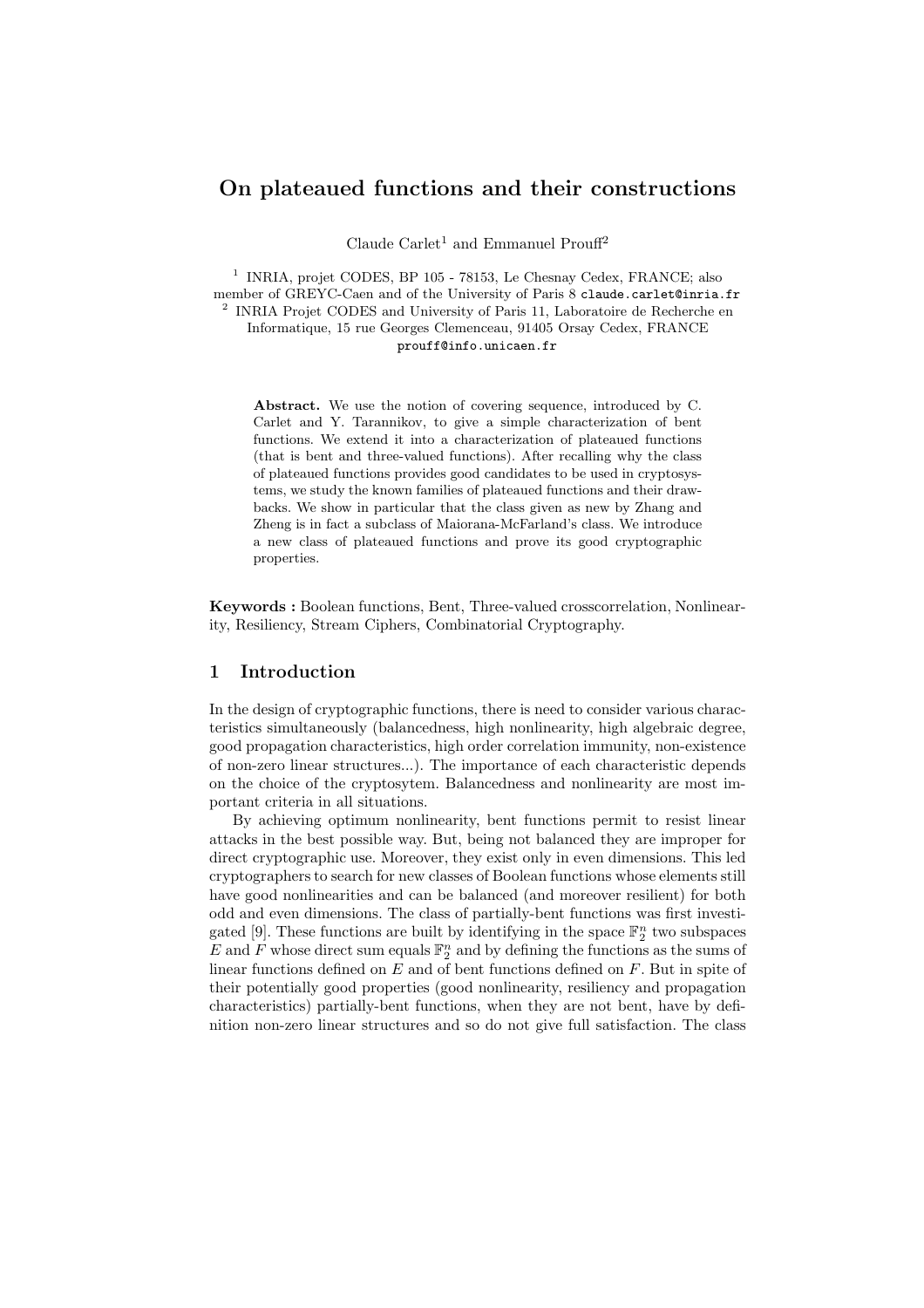# On plateaued functions and their constructions

Claude Carlet[1] and Emmanuel Prouff[2]

[1] INRIA, projet CODES, BP 105 - 78153, Le Chesnay Cedex, FRANCE; also member of GREYC-Caen and of the University of Paris 8 claude.carlet@inria.fr

[2] INRIA Projet CODES and University of Paris 11, Laboratoire de Recherche en Informatique, 15 rue Georges Clemenceau, 91405 Orsay Cedex, FRANCE prouff@info.unicaen.fr

**Abstract.** We use the notion of covering sequence, introduced by C. Carlet and Y. Tarannikov, to give a simple characterization of bent functions. We extend it into a characterization of plateaued functions (that is bent and three-valued functions). After recalling why the class of plateaued functions provides good candidates to be used in cryptosystems, we study the known families of plateaued functions and their drawbacks. We show in particular that the class given as new by Zhang and Zheng is in fact a subclass of Maiorana-McFarland's class. We introduce a new class of plateaued functions and prove its good cryptographic properties.

**Keywords :** Boolean functions, Bent, Three-valued crosscorrelation, Nonlinearity, Resiliency, Stream Ciphers, Combinatorial Cryptography.

## 1 Introduction

In the design of cryptographic functions, there is need to consider various characteristics simultaneously (balancedness, high nonlinearity, high algebraic degree, good propagation characteristics, high order correlation immunity, non-existence of non-zero linear structures...). The importance of each characteristic depends on the choice of the cryptosytem. Balancedness and nonlinearity are most important criteria in all situations.

By achieving optimum nonlinearity, bent functions permit to resist linear attacks in the best possible way. But, being not balanced they are improper for direct cryptographic use. Moreover, they exist only in even dimensions. This led cryptographers to search for new classes of Boolean functions whose elements still have good nonlinearities and can be balanced (and moreover resilient) for both odd and even dimensions. The class of partially-bent functions was first investigated [9]. These functions are built by identifying in the space $\mathbb{F}_2^n$ two subspaces $E$ and $F$ whose direct sum equals $\mathbb{F}_2^n$ and by defining the functions as the sums of linear functions defined on $E$ and of bent functions defined on $F$. But in spite of their potentially good properties (good nonlinearity, resiliency and propagation characteristics) partially-bent functions, when they are not bent, have by definition non-zero linear structures and so do not give full satisfaction. The class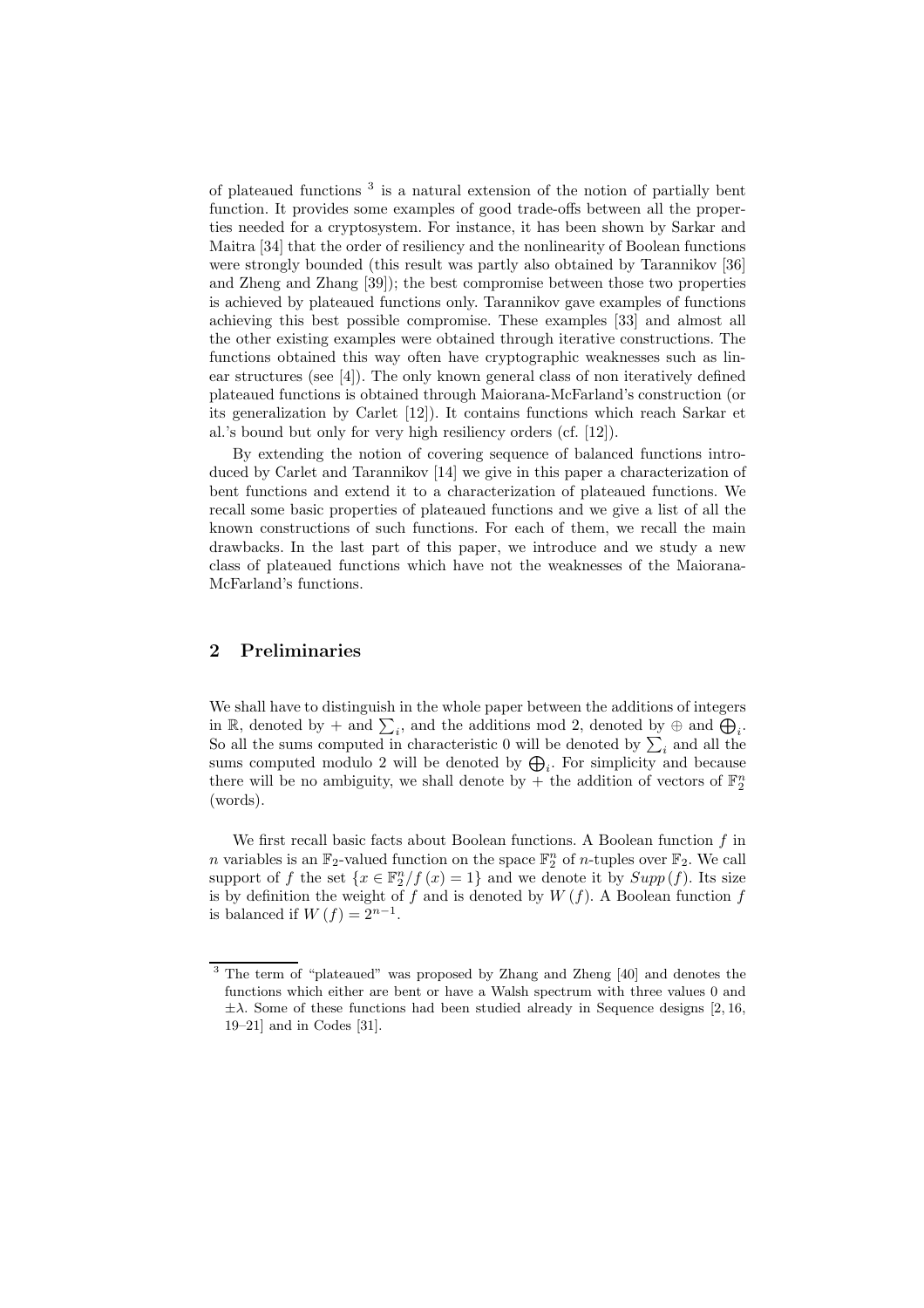of plateaued functions [3] is a natural extension of the notion of partially bent function. It provides some examples of good trade-offs between all the properties needed for a cryptosystem. For instance, it has been shown by Sarkar and Maitra [34] that the order of resiliency and the nonlinearity of Boolean functions were strongly bounded (this result was partly also obtained by Tarannikov [36] and Zheng and Zhang [39]); the best compromise between those two properties is achieved by plateaued functions only. Tarannikov gave examples of functions achieving this best possible compromise. These examples [33] and almost all the other existing examples were obtained through iterative constructions. The functions obtained this way often have cryptographic weaknesses such as linear structures (see [4]). The only known general class of non iteratively defined plateaued functions is obtained through Maiorana-McFarland's construction (or its generalization by Carlet [12]). It contains functions which reach Sarkar et al.'s bound but only for very high resiliency orders (cf. [12]).

By extending the notion of covering sequence of balanced functions introduced by Carlet and Tarannikov [14] we give in this paper a characterization of bent functions and extend it to a characterization of plateaued functions. We recall some basic properties of plateaued functions and we give a list of all the known constructions of such functions. For each of them, we recall the main drawbacks. In the last part of this paper, we introduce and we study a new class of plateaued functions which have not the weaknesses of the Maiorana-McFarland's functions.

## 2 Preliminaries

We shall have to distinguish in the whole paper between the additions of integers in $\mathbb{R}$, denoted by $+$ and $\sum_i$, and the additions mod 2, denoted by $\oplus$ and $\bigoplus_i$. So all the sums computed in characteristic 0 will be denoted by $\sum_i$ and all the sums computed modulo 2 will be denoted by $\bigoplus_i$. For simplicity and because there will be no ambiguity, we shall denote by $+$ the addition of vectors of $\mathbb{F}_2^n$ (words).

We first recall basic facts about Boolean functions. A Boolean function $f$ in $n$ variables is an $\mathbb{F}_2$-valued function on the space $\mathbb{F}_2^n$ of $n$-tuples over $\mathbb{F}_2$. We call support of $f$ the set $\{x \in \mathbb{F}_2^n / f(x) = 1\}$ and we denote it by $Supp(f)$. Its size is by definition the weight of $f$ and is denoted by $W(f)$. A Boolean function $f$ is balanced if $W(f) = 2^{n-1}$.

[3] The term of "plateaued" was proposed by Zhang and Zheng [40] and denotes the functions which either are bent or have a Walsh spectrum with three values 0 and $\pm\lambda$. Some of these functions had been studied already in Sequence designs [2, 16, 19–21] and in Codes [31].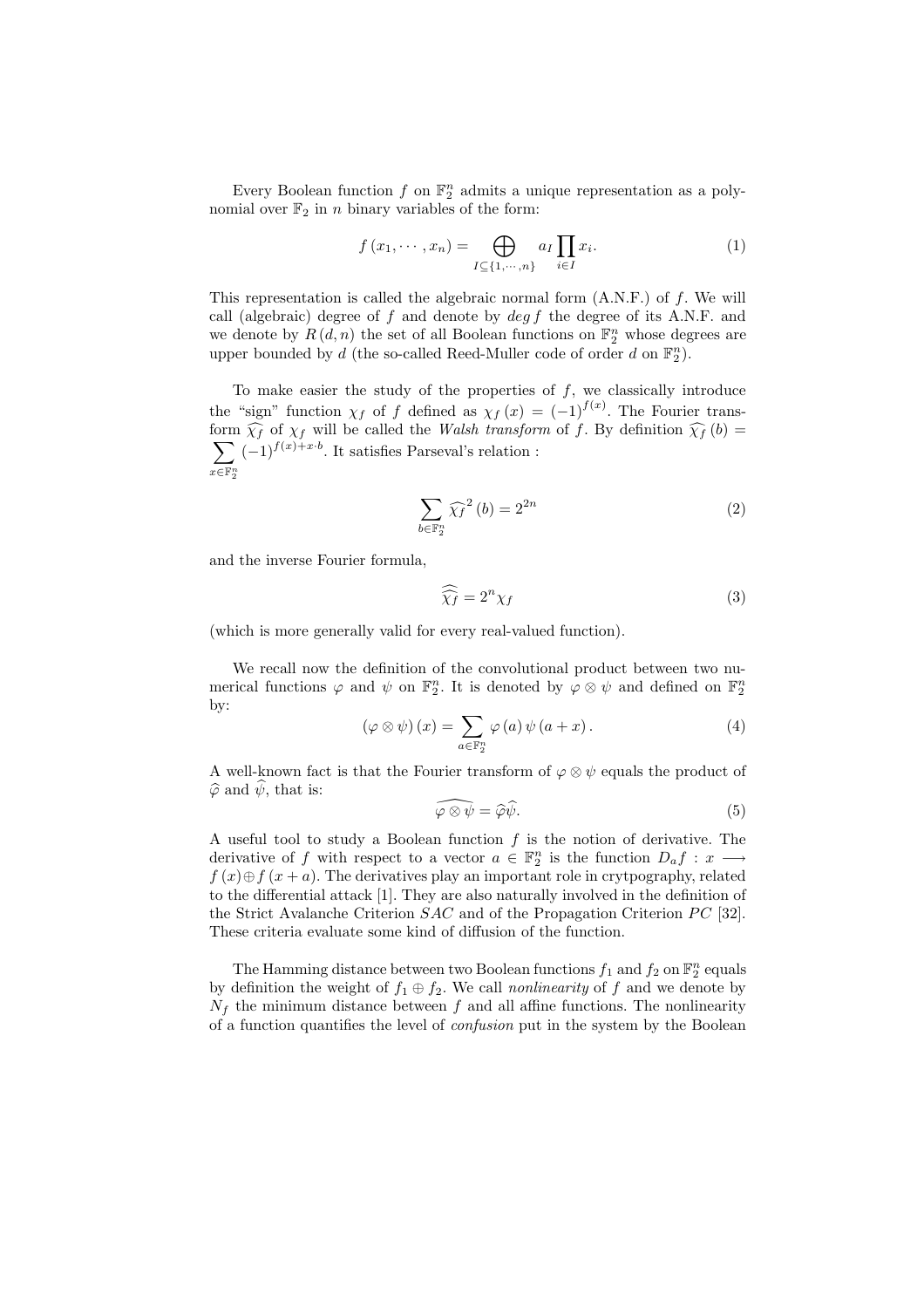Every Boolean function $f$ on $\mathbb{F}_2^n$ admits a unique representation as a polynomial over $\mathbb{F}_2$ in $n$ binary variables of the form:

$$f(x_1, \cdots, x_n) = \bigoplus_{I \subseteq \{1, \cdots, n\}} a_I \prod_{i \in I} x_i. \tag{1}$$

This representation is called the algebraic normal form (A.N.F.) of $f$. We will call (algebraic) degree of $f$ and denote by $deg\, f$ the degree of its A.N.F. and we denote by $R(d, n)$ the set of all Boolean functions on $\mathbb{F}_2^n$ whose degrees are upper bounded by $d$ (the so-called Reed-Muller code of order $d$ on $\mathbb{F}_2^n$).

To make easier the study of the properties of $f$, we classically introduce the "sign" function $\chi_f$ of $f$ defined as $\chi_f(x) = (-1)^{f(x)}$. The Fourier transform $\widehat{\chi_f}$ of $\chi_f$ will be called the *Walsh transform* of $f$. By definition $\widehat{\chi_f}(b) = \sum_{x \in \mathbb{F}_2^n} (-1)^{f(x)+x \cdot b}$. It satisfies Parseval's relation :

$$\sum_{b \in \mathbb{F}_2^n} \widehat{\chi_f}^2(b) = 2^{2n} \tag{2}$$

and the inverse Fourier formula,

$$\widehat{\widehat{\chi_f}} = 2^n \chi_f \tag{3}$$

(which is more generally valid for every real-valued function).

We recall now the definition of the convolutional product between two numerical functions $\varphi$ and $\psi$ on $\mathbb{F}_2^n$. It is denoted by $\varphi \otimes \psi$ and defined on $\mathbb{F}_2^n$ by:

$$(\varphi \otimes \psi)(x) = \sum_{a \in \mathbb{F}_2^n} \varphi(a)\, \psi(a + x). \tag{4}$$

A well-known fact is that the Fourier transform of $\varphi \otimes \psi$ equals the product of $\widehat{\varphi}$ and $\widehat{\psi}$, that is:

$$\widehat{\varphi \otimes \psi} = \widehat{\varphi}\widehat{\psi}. \tag{5}$$

A useful tool to study a Boolean function $f$ is the notion of derivative. The derivative of $f$ with respect to a vector $a \in \mathbb{F}_2^n$ is the function $D_a f : x \longrightarrow f(x) \oplus f(x + a)$. The derivatives play an important role in crytpography, related to the differential attack [1]. They are also naturally involved in the definition of the Strict Avalanche Criterion $SAC$ and of the Propagation Criterion $PC$ [32]. These criteria evaluate some kind of diffusion of the function.

The Hamming distance between two Boolean functions $f_1$ and $f_2$ on $\mathbb{F}_2^n$ equals by definition the weight of $f_1 \oplus f_2$. We call *nonlinearity* of $f$ and we denote by $N_f$ the minimum distance between $f$ and all affine functions. The nonlinearity of a function quantifies the level of *confusion* put in the system by the Boolean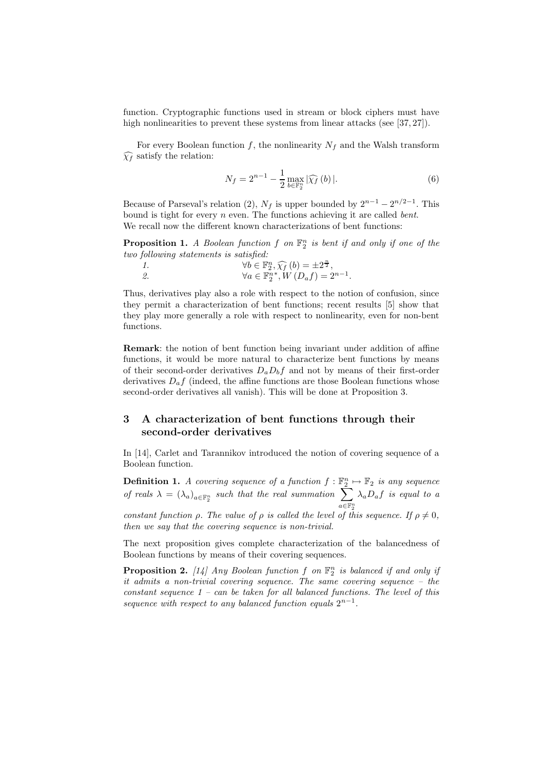function. Cryptographic functions used in stream or block ciphers must have high nonlinearities to prevent these systems from linear attacks (see [37, 27]).

For every Boolean function $f$, the nonlinearity $N_f$ and the Walsh transform $\widehat{\chi_f}$ satisfy the relation:

$$N_f = 2^{n-1} - \frac{1}{2} \max_{b \in \mathbb{F}_2^n} |\widehat{\chi_f}(b)|. \tag{6}$$

Because of Parseval's relation (2), $N_f$ is upper bounded by $2^{n-1} - 2^{n/2-1}$. This bound is tight for every $n$ even. The functions achieving it are called *bent*. We recall now the different known characterizations of bent functions:

**Proposition 1.** *A Boolean function $f$ on $\mathbb{F}_2^n$ is bent if and only if one of the two following statements is satisfied:*

1. $\forall b \in \mathbb{F}_2^n, \widehat{\chi_f}(b) = \pm 2^{\frac{n}{2}}$,
2. $\forall a \in \mathbb{F}_2^{n*}, W(D_a f) = 2^{n-1}$.

Thus, derivatives play also a role with respect to the notion of confusion, since they permit a characterization of bent functions; recent results [5] show that they play more generally a role with respect to nonlinearity, even for non-bent functions.

**Remark**: the notion of bent function being invariant under addition of affine functions, it would be more natural to characterize bent functions by means of their second-order derivatives $D_a D_b f$ and not by means of their first-order derivatives $D_a f$ (indeed, the affine functions are those Boolean functions whose second-order derivatives all vanish). This will be done at Proposition 3.

## 3 A characterization of bent functions through their second-order derivatives

In [14], Carlet and Tarannikov introduced the notion of covering sequence of a Boolean function.

**Definition 1.** *A covering sequence of a function $f : \mathbb{F}_2^n \mapsto \mathbb{F}_2$ is any sequence of reals $\lambda = (\lambda_a)_{a \in \mathbb{F}_2^n}$ such that the real summation $\sum_{a \in \mathbb{F}_2^n} \lambda_a D_a f$ is equal to a constant function $\rho$. The value of $\rho$ is called the level of this sequence. If $\rho \neq 0$, then we say that the covering sequence is non-trivial.*

The next proposition gives complete characterization of the balancedness of Boolean functions by means of their covering sequences.

**Proposition 2.** *[14] Any Boolean function $f$ on $\mathbb{F}_2^n$ is balanced if and only if it admits a non-trivial covering sequence. The same covering sequence – the constant sequence 1 – can be taken for all balanced functions. The level of this sequence with respect to any balanced function equals $2^{n-1}$.*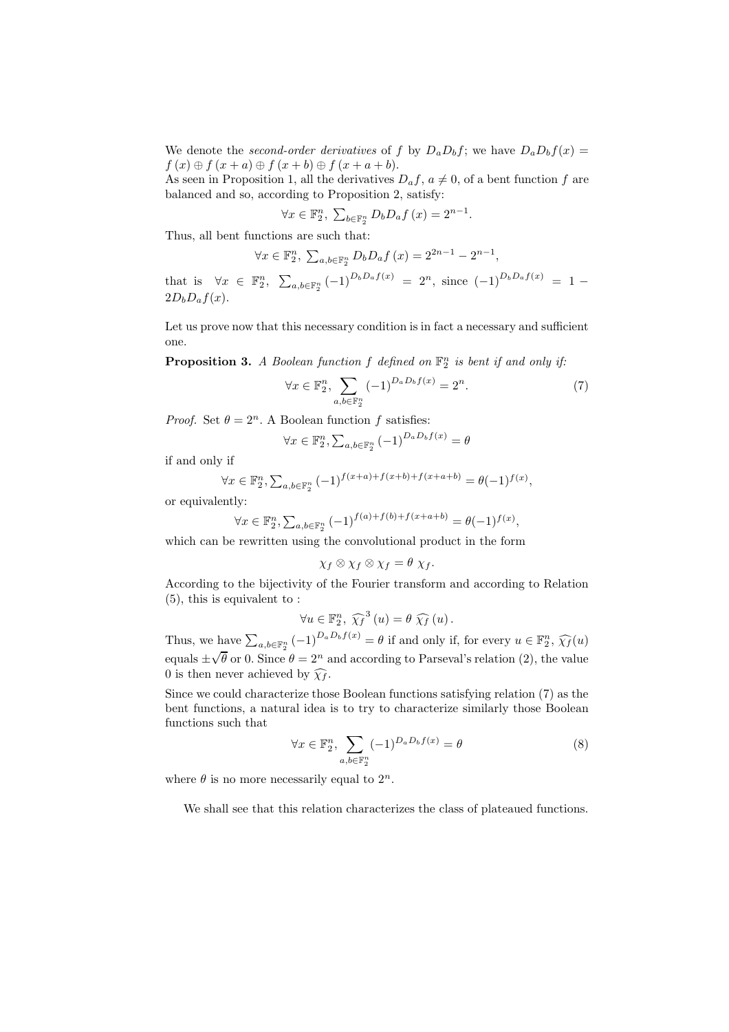We denote the *second-order derivatives* of $f$ by $D_aD_bf$; we have $D_aD_bf(x) = f(x) \oplus f(x+a) \oplus f(x+b) \oplus f(x+a+b)$.
As seen in Proposition 1, all the derivatives $D_af$, $a \neq 0$, of a bent function $f$ are balanced and so, according to Proposition 2, satisfy:

$$\forall x \in \mathbb{F}_2^n,\ \textstyle\sum_{b\in\mathbb{F}_2^n} D_bD_af(x) = 2^{n-1}.$$

Thus, all bent functions are such that:

$$\forall x \in \mathbb{F}_2^n,\ \textstyle\sum_{a,b\in\mathbb{F}_2^n} D_bD_af(x) = 2^{2n-1} - 2^{n-1},$$

that is $\forall x \in \mathbb{F}_2^n,\ \sum_{a,b\in\mathbb{F}_2^n} (-1)^{D_bD_af(x)} = 2^n$, since $(-1)^{D_bD_af(x)} = 1 - 2D_bD_af(x)$.

Let us prove now that this necessary condition is in fact a necessary and sufficient one.

**Proposition 3.** *A Boolean function $f$ defined on $\mathbb{F}_2^n$ is bent if and only if:*

$$\forall x \in \mathbb{F}_2^n,\ \sum_{a,b\in\mathbb{F}_2^n} (-1)^{D_aD_bf(x)} = 2^n. \tag{7}$$

*Proof.* Set $\theta = 2^n$. A Boolean function $f$ satisfies:

$$\forall x \in \mathbb{F}_2^n, \textstyle\sum_{a,b\in\mathbb{F}_2^n} (-1)^{D_aD_bf(x)} = \theta$$

if and only if

$$\forall x \in \mathbb{F}_2^n, \textstyle\sum_{a,b\in\mathbb{F}_2^n} (-1)^{f(x+a)+f(x+b)+f(x+a+b)} = \theta(-1)^{f(x)},$$

or equivalently:

$$\forall x \in \mathbb{F}_2^n, \textstyle\sum_{a,b\in\mathbb{F}_2^n} (-1)^{f(a)+f(b)+f(x+a+b)} = \theta(-1)^{f(x)},$$

which can be rewritten using the convolutional product in the form

$$\chi_f \otimes \chi_f \otimes \chi_f = \theta\ \chi_f.$$

According to the bijectivity of the Fourier transform and according to Relation (5), this is equivalent to :

$$\forall u \in \mathbb{F}_2^n,\ \widehat{\chi_f}^3(u) = \theta\ \widehat{\chi_f}(u).$$

Thus, we have $\sum_{a,b\in\mathbb{F}_2^n} (-1)^{D_aD_bf(x)} = \theta$ if and only if, for every $u \in \mathbb{F}_2^n$, $\widehat{\chi_f}(u)$ equals $\pm\sqrt{\theta}$ or 0. Since $\theta = 2^n$ and according to Parseval's relation (2), the value 0 is then never achieved by $\widehat{\chi_f}$.

Since we could characterize those Boolean functions satisfying relation (7) as the bent functions, a natural idea is to try to characterize similarly those Boolean functions such that

$$\forall x \in \mathbb{F}_2^n,\ \sum_{a,b\in\mathbb{F}_2^n} (-1)^{D_aD_bf(x)} = \theta \tag{8}$$

where $\theta$ is no more necessarily equal to $2^n$.

We shall see that this relation characterizes the class of plateaued functions.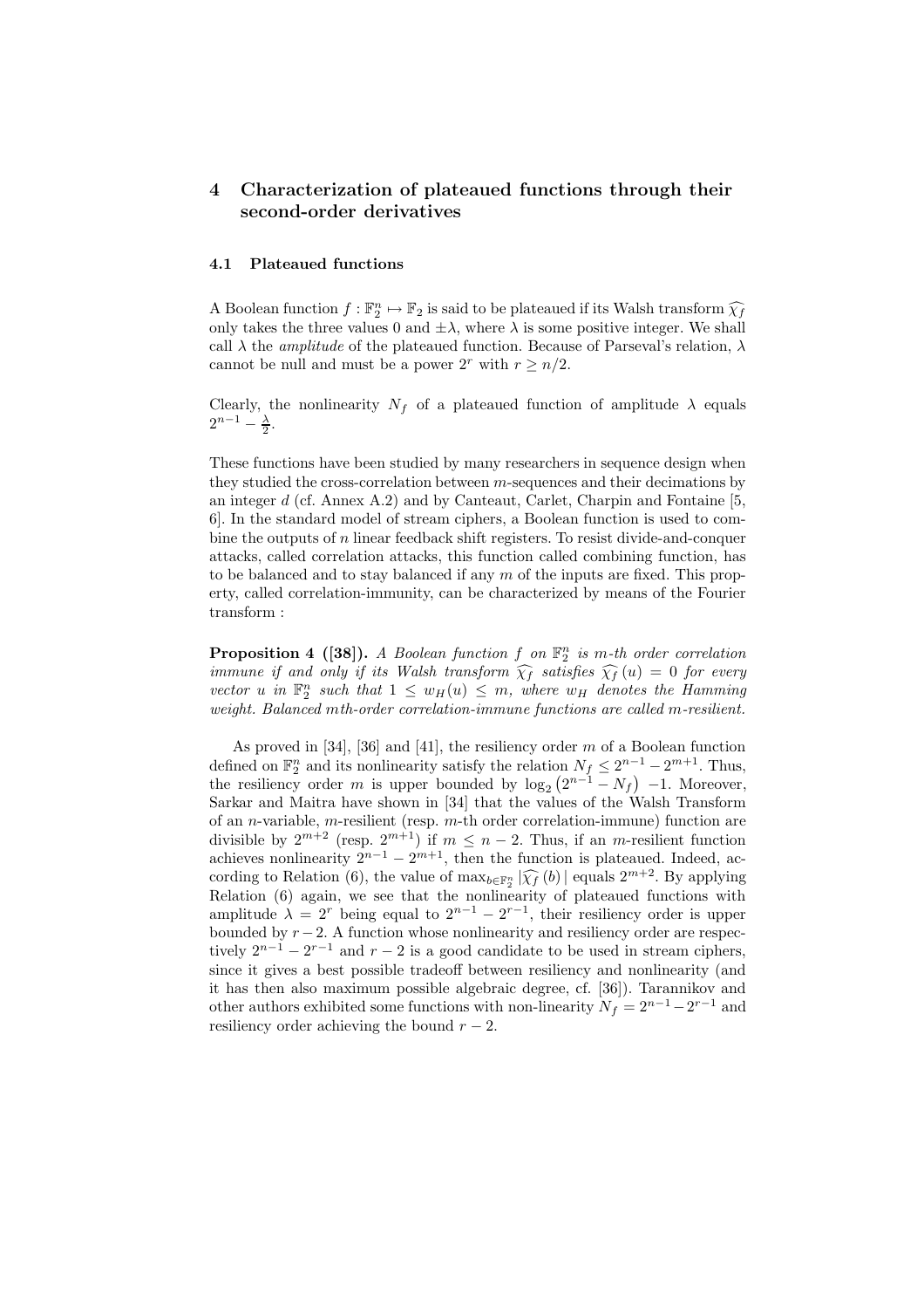## 4 Characterization of plateaued functions through their second-order derivatives

### 4.1 Plateaued functions

A Boolean function $f : \mathbb{F}_2^n \mapsto \mathbb{F}_2$ is said to be plateaued if its Walsh transform $\widehat{\chi_f}$ only takes the three values 0 and $\pm\lambda$, where $\lambda$ is some positive integer. We shall call $\lambda$ the *amplitude* of the plateaued function. Because of Parseval's relation, $\lambda$ cannot be null and must be a power $2^r$ with $r \geq n/2$.

Clearly, the nonlinearity $N_f$ of a plateaued function of amplitude $\lambda$ equals $2^{n-1} - \frac{\lambda}{2}$.

These functions have been studied by many researchers in sequence design when they studied the cross-correlation between $m$-sequences and their decimations by an integer $d$ (cf. Annex A.2) and by Canteaut, Carlet, Charpin and Fontaine [5, 6]. In the standard model of stream ciphers, a Boolean function is used to combine the outputs of $n$ linear feedback shift registers. To resist divide-and-conquer attacks, called correlation attacks, this function called combining function, has to be balanced and to stay balanced if any $m$ of the inputs are fixed. This property, called correlation-immunity, can be characterized by means of the Fourier transform :

**Proposition 4 ([38]).** *A Boolean function $f$ on $\mathbb{F}_2^n$ is $m$-th order correlation immune if and only if its Walsh transform $\widehat{\chi_f}$ satisfies $\widehat{\chi_f}(u) = 0$ for every vector $u$ in $\mathbb{F}_2^n$ such that $1 \leq w_H(u) \leq m$, where $w_H$ denotes the Hamming weight. Balanced $m$th-order correlation-immune functions are called $m$-resilient.*

As proved in [34], [36] and [41], the resiliency order $m$ of a Boolean function defined on $\mathbb{F}_2^n$ and its nonlinearity satisfy the relation $N_f \leq 2^{n-1} - 2^{m+1}$. Thus, the resiliency order $m$ is upper bounded by $\log_2\left(2^{n-1} - N_f\right) - 1$. Moreover, Sarkar and Maitra have shown in [34] that the values of the Walsh Transform of an $n$-variable, $m$-resilient (resp. $m$-th order correlation-immune) function are divisible by $2^{m+2}$ (resp. $2^{m+1}$) if $m \leq n-2$. Thus, if an $m$-resilient function achieves nonlinearity $2^{n-1} - 2^{m+1}$, then the function is plateaued. Indeed, according to Relation (6), the value of $\max_{b \in \mathbb{F}_2^n} |\widehat{\chi_f}(b)|$ equals $2^{m+2}$. By applying Relation (6) again, we see that the nonlinearity of plateaued functions with amplitude $\lambda = 2^r$ being equal to $2^{n-1} - 2^{r-1}$, their resiliency order is upper bounded by $r-2$. A function whose nonlinearity and resiliency order are respectively $2^{n-1} - 2^{r-1}$ and $r-2$ is a good candidate to be used in stream ciphers, since it gives a best possible tradeoff between resiliency and nonlinearity (and it has then also maximum possible algebraic degree, cf. [36]). Tarannikov and other authors exhibited some functions with non-linearity $N_f = 2^{n-1} - 2^{r-1}$ and resiliency order achieving the bound $r-2$.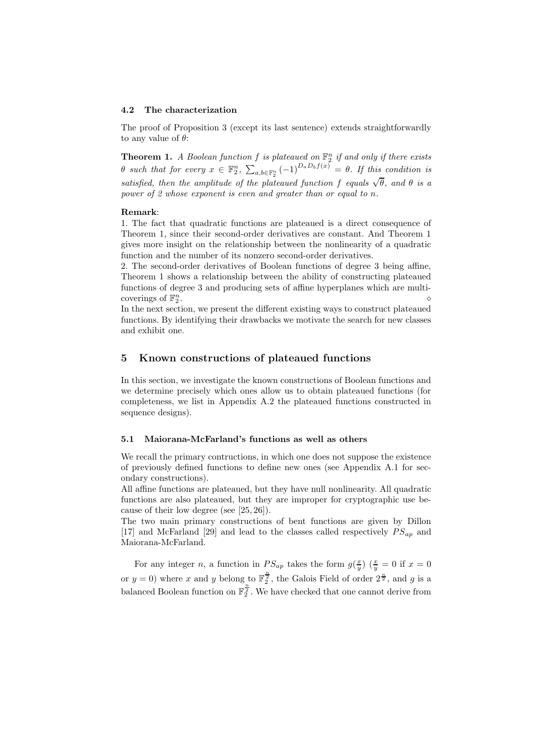### 4.2 The characterization

The proof of Proposition 3 (except its last sentence) extends straightforwardly to any value of $\theta$:

**Theorem 1.** *A Boolean function $f$ is plateaued on $\mathbb{F}_2^n$ if and only if there exists $\theta$ such that for every $x \in \mathbb{F}_2^n$, $\sum_{a,b\in\mathbb{F}_2^n} (-1)^{D_a D_b f(x)} = \theta$. If this condition is satisfied, then the amplitude of the plateaued function $f$ equals $\sqrt{\theta}$, and $\theta$ is a power of 2 whose exponent is even and greater than or equal to $n$.*

**Remark**:
1. The fact that quadratic functions are plateaued is a direct consequence of Theorem 1, since their second-order derivatives are constant. And Theorem 1 gives more insight on the relationship between the nonlinearity of a quadratic function and the number of its nonzero second-order derivatives.
2. The second-order derivatives of Boolean functions of degree 3 being affine, Theorem 1 shows a relationship between the ability of constructing plateaued functions of degree 3 and producing sets of affine hyperplanes which are multi-coverings of $\mathbb{F}_2^n$. ⋄

In the next section, we present the different existing ways to construct plateaued functions. By identifying their drawbacks we motivate the search for new classes and exhibit one.

## 5 Known constructions of plateaued functions

In this section, we investigate the known constructions of Boolean functions and we determine precisely which ones allow us to obtain plateaued functions (for completeness, we list in Appendix A.2 the plateaued functions constructed in sequence designs).

### 5.1 Maiorana-McFarland's functions as well as others

We recall the primary contructions, in which one does not suppose the existence of previously defined functions to define new ones (see Appendix A.1 for secondary constructions).
All affine functions are plateaued, but they have null nonlinearity. All quadratic functions are also plateaued, but they are improper for cryptographic use because of their low degree (see [25, 26]).
The two main primary constructions of bent functions are given by Dillon [17] and McFarland [29] and lead to the classes called respectively $PS_{ap}$ and Maiorana-McFarland.

For any integer $n$, a function in $PS_{ap}$ takes the form $g(\frac{x}{y})$ ($\frac{x}{y} = 0$ if $x = 0$ or $y = 0$) where $x$ and $y$ belong to $\mathbb{F}_2^{\frac{n}{2}}$, the Galois Field of order $2^{\frac{n}{2}}$, and $g$ is a balanced Boolean function on $\mathbb{F}_2^{\frac{n}{2}}$. We have checked that one cannot derive from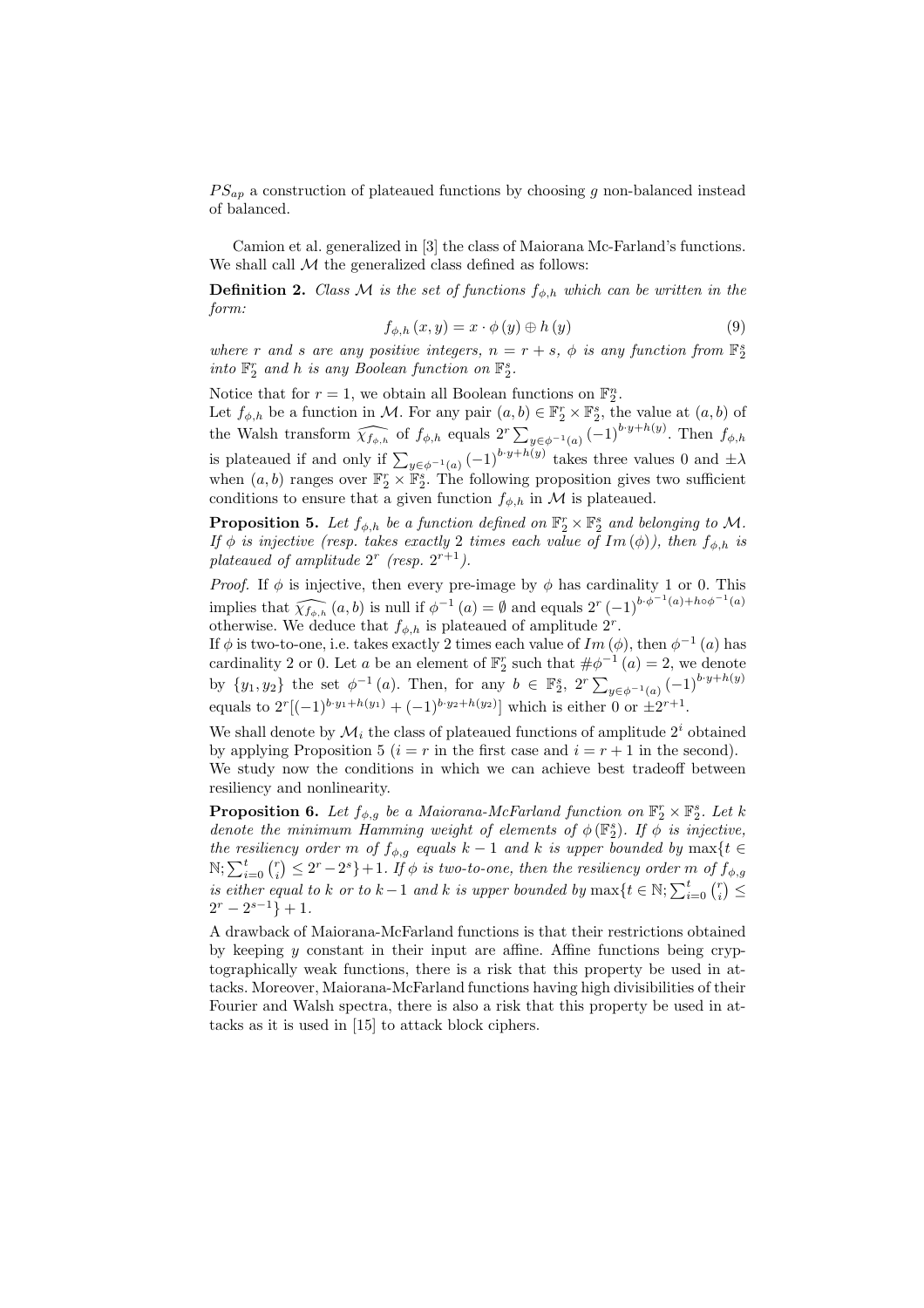$PS_{ap}$ a construction of plateaued functions by choosing $g$ non-balanced instead of balanced.

Camion et al. generalized in [3] the class of Maiorana Mc-Farland's functions. We shall call $\mathcal{M}$ the generalized class defined as follows:

**Definition 2.** *Class $\mathcal{M}$ is the set of functions $f_{\phi,h}$ which can be written in the form:*

$$f_{\phi,h}(x,y) = x \cdot \phi(y) \oplus h(y) \tag{9}$$

*where $r$ and $s$ are any positive integers, $n = r + s$, $\phi$ is any function from $\mathbb{F}_2^s$ into $\mathbb{F}_2^r$ and $h$ is any Boolean function on $\mathbb{F}_2^s$.*

Notice that for $r = 1$, we obtain all Boolean functions on $\mathbb{F}_2^n$.
Let $f_{\phi,h}$ be a function in $\mathcal{M}$. For any pair $(a,b) \in \mathbb{F}_2^r \times \mathbb{F}_2^s$, the value at $(a,b)$ of the Walsh transform $\widehat{\chi_{f_{\phi,h}}}$ of $f_{\phi,h}$ equals $2^r \sum_{y\in\phi^{-1}(a)} (-1)^{b\cdot y+h(y)}$. Then $f_{\phi,h}$ is plateaued if and only if $\sum_{y\in\phi^{-1}(a)} (-1)^{b\cdot y+h(y)}$ takes three values 0 and $\pm\lambda$ when $(a,b)$ ranges over $\mathbb{F}_2^r \times \mathbb{F}_2^s$. The following proposition gives two sufficient conditions to ensure that a given function $f_{\phi,h}$ in $\mathcal{M}$ is plateaued.

**Proposition 5.** *Let $f_{\phi,h}$ be a function defined on $\mathbb{F}_2^r \times \mathbb{F}_2^s$ and belonging to $\mathcal{M}$. If $\phi$ is injective (resp. takes exactly 2 times each value of $Im(\phi)$), then $f_{\phi,h}$ is plateaued of amplitude $2^r$ (resp. $2^{r+1}$).*

*Proof.* If $\phi$ is injective, then every pre-image by $\phi$ has cardinality 1 or 0. This implies that $\widehat{\chi_{f_{\phi,h}}}(a,b)$ is null if $\phi^{-1}(a) = \emptyset$ and equals $2^r (-1)^{b\cdot\phi^{-1}(a)+h\circ\phi^{-1}(a)}$ otherwise. We deduce that $f_{\phi,h}$ is plateaued of amplitude $2^r$.
If $\phi$ is two-to-one, i.e. takes exactly 2 times each value of $Im(\phi)$, then $\phi^{-1}(a)$ has cardinality 2 or 0. Let $a$ be an element of $\mathbb{F}_2^r$ such that $\#\phi^{-1}(a) = 2$, we denote by $\{y_1, y_2\}$ the set $\phi^{-1}(a)$. Then, for any $b \in \mathbb{F}_2^s$, $2^r \sum_{y\in\phi^{-1}(a)} (-1)^{b\cdot y+h(y)}$ equals to $2^r[(-1)^{b\cdot y_1+h(y_1)} + (-1)^{b\cdot y_2+h(y_2)}]$ which is either 0 or $\pm 2^{r+1}$.

We shall denote by $\mathcal{M}_i$ the class of plateaued functions of amplitude $2^i$ obtained by applying Proposition 5 ($i = r$ in the first case and $i = r + 1$ in the second).
We study now the conditions in which we can achieve best tradeoff between resiliency and nonlinearity.

**Proposition 6.** *Let $f_{\phi,g}$ be a Maiorana-McFarland function on $\mathbb{F}_2^r \times \mathbb{F}_2^s$. Let $k$ denote the minimum Hamming weight of elements of $\phi(\mathbb{F}_2^s)$. If $\phi$ is injective, the resiliency order $m$ of $f_{\phi,g}$ equals $k-1$ and $k$ is upper bounded by $\max\{t \in \mathbb{N}; \sum_{i=0}^{t} \binom{r}{i} \leq 2^r - 2^s\} + 1$. If $\phi$ is two-to-one, then the resiliency order $m$ of $f_{\phi,g}$ is either equal to $k$ or to $k-1$ and $k$ is upper bounded by $\max\{t \in \mathbb{N}; \sum_{i=0}^{t} \binom{r}{i} \leq 2^r - 2^{s-1}\} + 1$.*

A drawback of Maiorana-McFarland functions is that their restrictions obtained by keeping $y$ constant in their input are affine. Affine functions being cryptographically weak functions, there is a risk that this property be used in attacks. Moreover, Maiorana-McFarland functions having high divisibilities of their Fourier and Walsh spectra, there is also a risk that this property be used in attacks as it is used in [15] to attack block ciphers.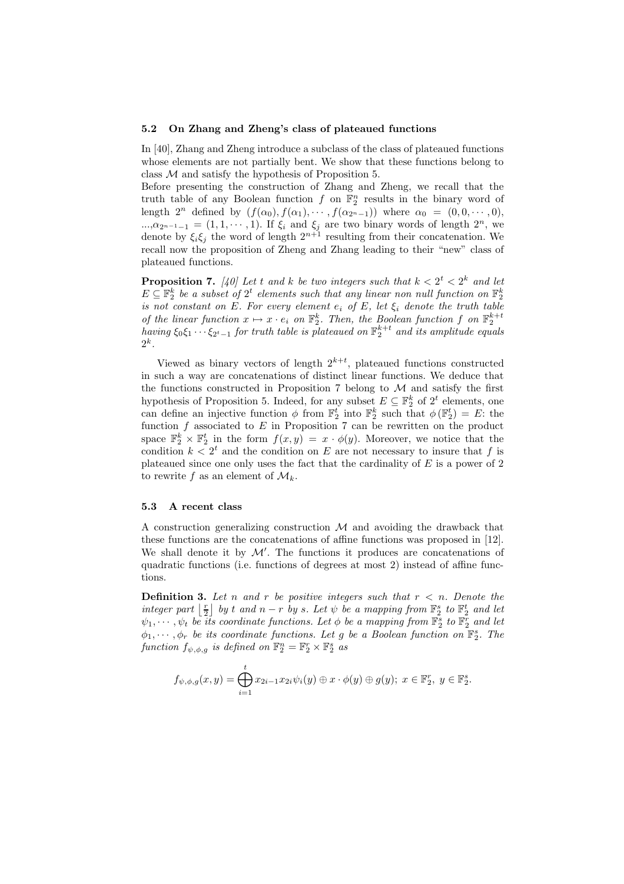### 5.2 On Zhang and Zheng's class of plateaued functions

In [40], Zhang and Zheng introduce a subclass of the class of plateaued functions whose elements are not partially bent. We show that these functions belong to class $\mathcal{M}$ and satisfy the hypothesis of Proposition 5.

Before presenting the construction of Zhang and Zheng, we recall that the truth table of any Boolean function $f$ on $\mathbb{F}_2^n$ results in the binary word of length $2^n$ defined by $(f(\alpha_0), f(\alpha_1), \cdots, f(\alpha_{2^n-1}))$ where $\alpha_0 = (0, 0, \cdots, 0)$, ...,$\alpha_{2^{n-1}-1} = (1, 1, \cdots, 1)$. If $\xi_i$ and $\xi_j$ are two binary words of length $2^n$, we denote by $\xi_i \xi_j$ the word of length $2^{n+1}$ resulting from their concatenation. We recall now the proposition of Zheng and Zhang leading to their "new" class of plateaued functions.

**Proposition 7.** *[40] Let $t$ and $k$ be two integers such that $k < 2^t < 2^k$ and let $E \subseteq \mathbb{F}_2^k$ be a subset of $2^t$ elements such that any linear non null function on $\mathbb{F}_2^k$ is not constant on $E$. For every element $e_i$ of $E$, let $\xi_i$ denote the truth table of the linear function $x \mapsto x \cdot e_i$ on $\mathbb{F}_2^k$. Then, the Boolean function $f$ on $\mathbb{F}_2^{k+t}$ having $\xi_0 \xi_1 \cdots \xi_{2^t-1}$ for truth table is plateaued on $\mathbb{F}_2^{k+t}$ and its amplitude equals $2^k$.*

Viewed as binary vectors of length $2^{k+t}$, plateaued functions constructed in such a way are concatenations of distinct linear functions. We deduce that the functions constructed in Proposition 7 belong to $\mathcal{M}$ and satisfy the first hypothesis of Proposition 5. Indeed, for any subset $E \subseteq \mathbb{F}_2^k$ of $2^t$ elements, one can define an injective function $\phi$ from $\mathbb{F}_2^t$ into $\mathbb{F}_2^k$ such that $\phi(\mathbb{F}_2^t) = E$: the function $f$ associated to $E$ in Proposition 7 can be rewritten on the product space $\mathbb{F}_2^k \times \mathbb{F}_2^t$ in the form $f(x, y) = x \cdot \phi(y)$. Moreover, we notice that the condition $k < 2^t$ and the condition on $E$ are not necessary to insure that $f$ is plateaued since one only uses the fact that the cardinality of $E$ is a power of 2 to rewrite $f$ as an element of $\mathcal{M}_k$.

### 5.3 A recent class

A construction generalizing construction $\mathcal{M}$ and avoiding the drawback that these functions are the concatenations of affine functions was proposed in [12]. We shall denote it by $\mathcal{M}'$. The functions it produces are concatenations of quadratic functions (i.e. functions of degrees at most 2) instead of affine functions.

**Definition 3.** *Let $n$ and $r$ be positive integers such that $r < n$. Denote the integer part $\left\lfloor \frac{r}{2} \right\rfloor$ by $t$ and $n - r$ by $s$. Let $\psi$ be a mapping from $\mathbb{F}_2^s$ to $\mathbb{F}_2^t$ and let $\psi_1, \cdots, \psi_t$ be its coordinate functions. Let $\phi$ be a mapping from $\mathbb{F}_2^s$ to $\mathbb{F}_2^r$ and let $\phi_1, \cdots, \phi_r$ be its coordinate functions. Let $g$ be a Boolean function on $\mathbb{F}_2^s$. The function $f_{\psi,\phi,g}$ is defined on $\mathbb{F}_2^n = \mathbb{F}_2^r \times \mathbb{F}_2^s$ as*

$$f_{\psi,\phi,g}(x, y) = \bigoplus_{i=1}^{t} x_{2i-1} x_{2i} \psi_i(y) \oplus x \cdot \phi(y) \oplus g(y);\ x \in \mathbb{F}_2^r,\ y \in \mathbb{F}_2^s.$$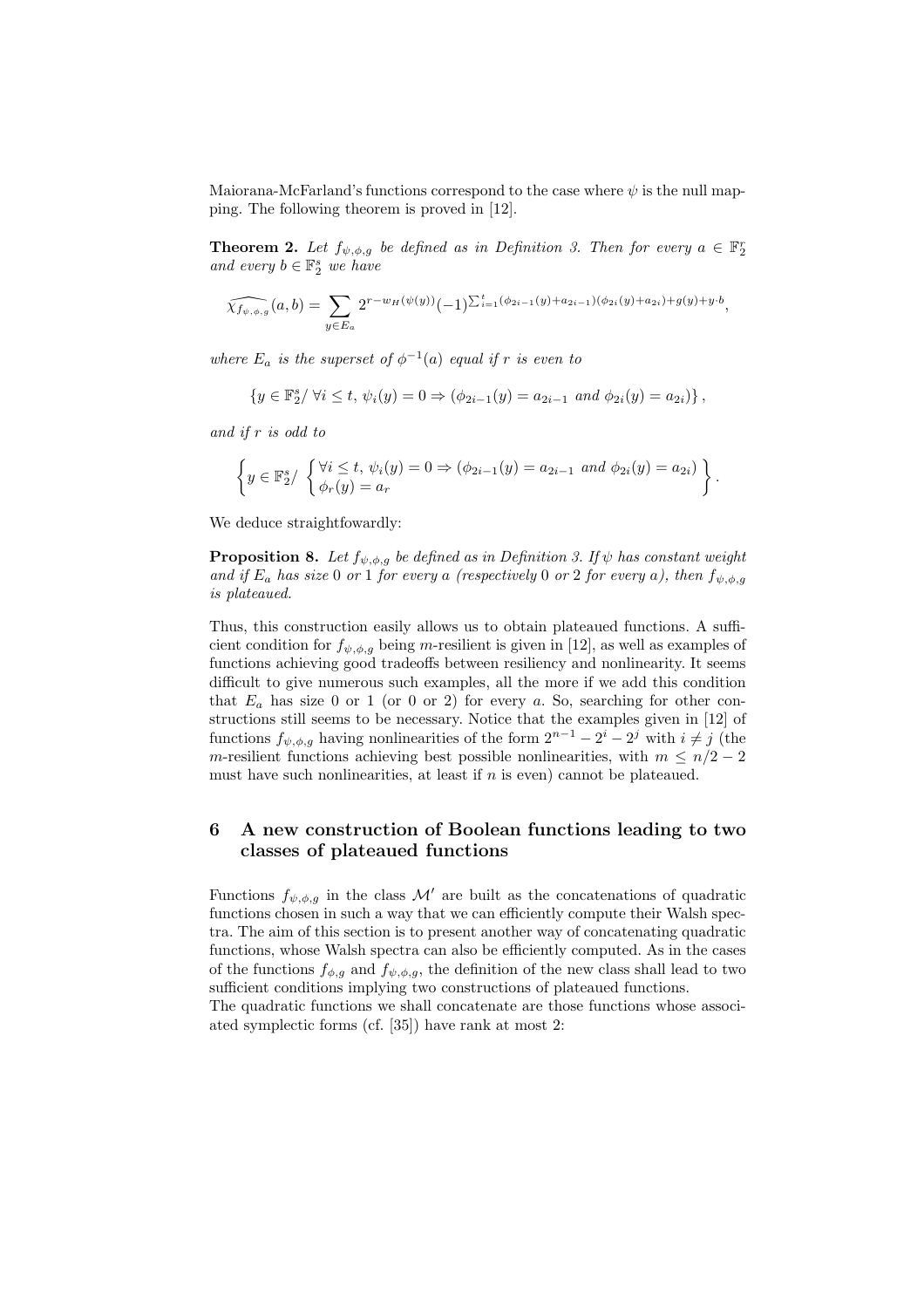Maiorana-McFarland's functions correspond to the case where $\psi$ is the null mapping. The following theorem is proved in [12].

**Theorem 2.** *Let $f_{\psi,\phi,g}$ be defined as in Definition 3. Then for every $a \in \mathbb{F}_2^r$ and every $b \in \mathbb{F}_2^s$ we have*

$$\widehat{\chi_{f_{\psi,\phi,g}}}(a,b) = \sum_{y \in E_a} 2^{r - w_H(\psi(y))} (-1)^{\sum_{i=1}^{t} (\phi_{2i-1}(y)+a_{2i-1})(\phi_{2i}(y)+a_{2i}) + g(y) + y \cdot b},$$

*where $E_a$ is the superset of $\phi^{-1}(a)$ equal if $r$ is even to*

$$\{y \in \mathbb{F}_2^s / \ \forall i \leq t, \ \psi_i(y) = 0 \Rightarrow (\phi_{2i-1}(y) = a_{2i-1} \text{ and } \phi_{2i}(y) = a_{2i})\},$$

*and if $r$ is odd to*

$$\left\{ y \in \mathbb{F}_2^s / \ \begin{cases} \forall i \leq t, \ \psi_i(y) = 0 \Rightarrow (\phi_{2i-1}(y) = a_{2i-1} \text{ and } \phi_{2i}(y) = a_{2i}) \\ \phi_r(y) = a_r \end{cases} \right\}.$$

We deduce straightfowardly:

**Proposition 8.** *Let $f_{\psi,\phi,g}$ be defined as in Definition 3. If $\psi$ has constant weight and if $E_a$ has size 0 or 1 for every $a$ (respectively 0 or 2 for every $a$), then $f_{\psi,\phi,g}$ is plateaued.*

Thus, this construction easily allows us to obtain plateaued functions. A sufficient condition for $f_{\psi,\phi,g}$ being $m$-resilient is given in [12], as well as examples of functions achieving good tradeoffs between resiliency and nonlinearity. It seems difficult to give numerous such examples, all the more if we add this condition that $E_a$ has size 0 or 1 (or 0 or 2) for every $a$. So, searching for other constructions still seems to be necessary. Notice that the examples given in [12] of functions $f_{\psi,\phi,g}$ having nonlinearities of the form $2^{n-1} - 2^i - 2^j$ with $i \neq j$ (the $m$-resilient functions achieving best possible nonlinearities, with $m \leq n/2 - 2$ must have such nonlinearities, at least if $n$ is even) cannot be plateaued.

## 6 A new construction of Boolean functions leading to two classes of plateaued functions

Functions $f_{\psi,\phi,g}$ in the class $\mathcal{M}'$ are built as the concatenations of quadratic functions chosen in such a way that we can efficiently compute their Walsh spectra. The aim of this section is to present another way of concatenating quadratic functions, whose Walsh spectra can also be efficiently computed. As in the cases of the functions $f_{\phi,g}$ and $f_{\psi,\phi,g}$, the definition of the new class shall lead to two sufficient conditions implying two constructions of plateaued functions.
The quadratic functions we shall concatenate are those functions whose associated symplectic forms (cf. [35]) have rank at most 2: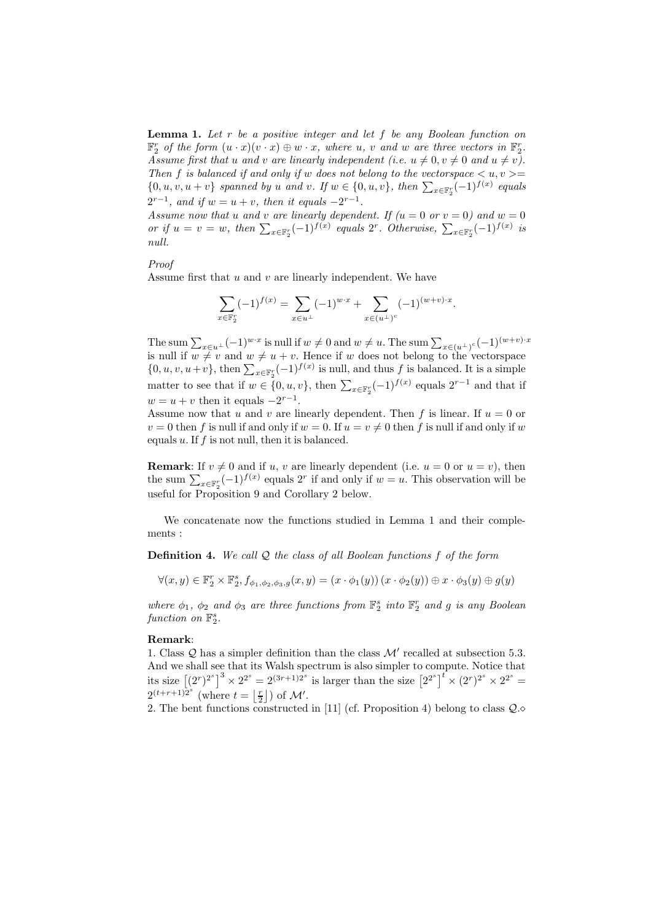**Lemma 1.** *Let $r$ be a positive integer and let $f$ be any Boolean function on $\mathbb{F}_2^r$ of the form $(u \cdot x)(v \cdot x) \oplus w \cdot x$, where $u$, $v$ and $w$ are three vectors in $\mathbb{F}_2^r$. Assume first that $u$ and $v$ are linearly independent (i.e. $u \neq 0, v \neq 0$ and $u \neq v$). Then $f$ is balanced if and only if $w$ does not belong to the vectorspace $< u, v >= \{0, u, v, u+v\}$ spanned by $u$ and $v$. If $w \in \{0, u, v\}$, then $\sum_{x \in \mathbb{F}_2^r} (-1)^{f(x)}$ equals $2^{r-1}$, and if $w = u + v$, then it equals $-2^{r-1}$.*
*Assume now that $u$ and $v$ are linearly dependent. If ($u = 0$ or $v = 0$) and $w = 0$ or if $u = v = w$, then $\sum_{x \in \mathbb{F}_2^r} (-1)^{f(x)}$ equals $2^r$. Otherwise, $\sum_{x \in \mathbb{F}_2^r} (-1)^{f(x)}$ is null.*

*Proof*
Assume first that $u$ and $v$ are linearly independent. We have

$$\sum_{x \in \mathbb{F}_2^r} (-1)^{f(x)} = \sum_{x \in u^\perp} (-1)^{w \cdot x} + \sum_{x \in (u^\perp)^c} (-1)^{(w+v) \cdot x}.$$

The sum $\sum_{x \in u^\perp} (-1)^{w \cdot x}$ is null if $w \neq 0$ and $w \neq u$. The sum $\sum_{x \in (u^\perp)^c} (-1)^{(w+v) \cdot x}$ is null if $w \neq v$ and $w \neq u + v$. Hence if $w$ does not belong to the vectorspace $\{0, u, v, u+v\}$, then $\sum_{x \in \mathbb{F}_2^r} (-1)^{f(x)}$ is null, and thus $f$ is balanced. It is a simple matter to see that if $w \in \{0, u, v\}$, then $\sum_{x \in \mathbb{F}_2^r} (-1)^{f(x)}$ equals $2^{r-1}$ and that if $w = u + v$ then it equals $-2^{r-1}$.
Assume now that $u$ and $v$ are linearly dependent. Then $f$ is linear. If $u = 0$ or $v = 0$ then $f$ is null if and only if $w = 0$. If $u = v \neq 0$ then $f$ is null if and only if $w$ equals $u$. If $f$ is not null, then it is balanced.

**Remark**: If $v \neq 0$ and if $u$, $v$ are linearly dependent (i.e. $u = 0$ or $u = v$), then the sum $\sum_{x \in \mathbb{F}_2^r} (-1)^{f(x)}$ equals $2^r$ if and only if $w = u$. This observation will be useful for Proposition 9 and Corollary 2 below.

We concatenate now the functions studied in Lemma 1 and their complements :

**Definition 4.** *We call $\mathcal{Q}$ the class of all Boolean functions $f$ of the form*

$$\forall (x, y) \in \mathbb{F}_2^r \times \mathbb{F}_2^s, f_{\phi_1, \phi_2, \phi_3, g}(x, y) = (x \cdot \phi_1(y))\,(x \cdot \phi_2(y)) \oplus x \cdot \phi_3(y) \oplus g(y)$$

*where $\phi_1$, $\phi_2$ and $\phi_3$ are three functions from $\mathbb{F}_2^s$ into $\mathbb{F}_2^r$ and $g$ is any Boolean function on $\mathbb{F}_2^s$.*

**Remark**:
1. Class $\mathcal{Q}$ has a simpler definition than the class $\mathcal{M}'$ recalled at subsection 5.3. And we shall see that its Walsh spectrum is also simpler to compute. Notice that its size $\left[(2^r)^{2^s}\right]^3 \times 2^{2^s} = 2^{(3r+1)2^s}$ is larger than the size $\left[2^{2^s}\right]^t \times (2^r)^{2^s} \times 2^{2^s} = 2^{(t+r+1)2^s}$ (where $t = \left\lfloor \frac{r}{2} \right\rfloor$) of $\mathcal{M}'$.
2. The bent functions constructed in [11] (cf. Proposition 4) belong to class $\mathcal{Q}$.$\diamond$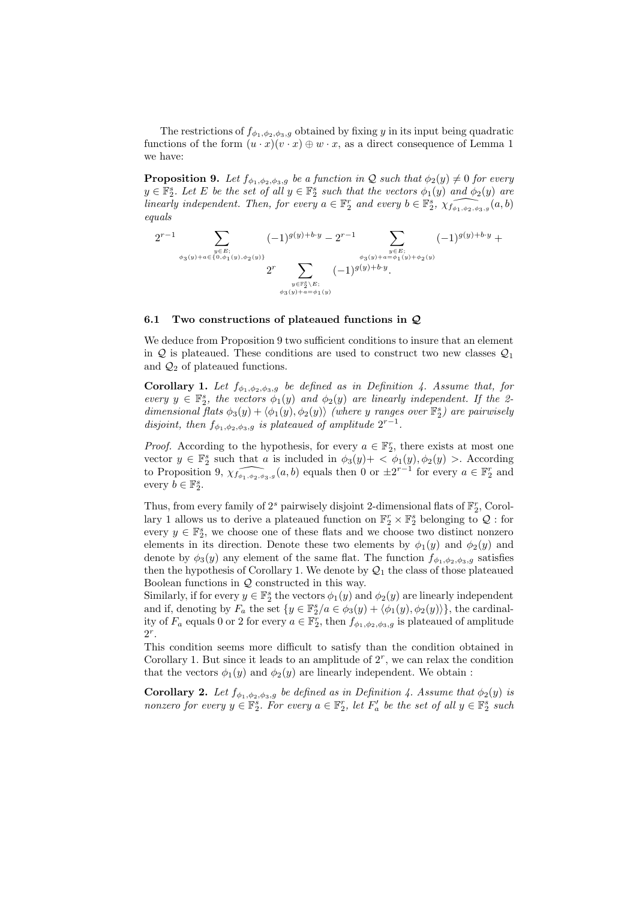The restrictions of $f_{\phi_1,\phi_2,\phi_3,g}$ obtained by fixing $y$ in its input being quadratic functions of the form $(u \cdot x)(v \cdot x) \oplus w \cdot x$, as a direct consequence of Lemma 1 we have:

**Proposition 9.** *Let $f_{\phi_1,\phi_2,\phi_3,g}$ be a function in $\mathcal{Q}$ such that $\phi_2(y) \neq 0$ for every $y \in \mathbb{F}_2^s$. Let $E$ be the set of all $y \in \mathbb{F}_2^s$ such that the vectors $\phi_1(y)$ and $\phi_2(y)$ are linearly independent. Then, for every $a \in \mathbb{F}_2^r$ and every $b \in \mathbb{F}_2^s$, $\widehat{\chi_{f_{\phi_1,\phi_2,\phi_3,g}}}(a,b)$ equals*

$$2^{r-1} \sum_{\substack{y \in E;\\ \phi_3(y)+a \in \{0,\phi_1(y),\phi_2(y)\}}} (-1)^{g(y)+b\cdot y} - 2^{r-1} \sum_{\substack{y \in E;\\ \phi_3(y)+a=\phi_1(y)+\phi_2(y)}} (-1)^{g(y)+b\cdot y} + 2^r \sum_{\substack{y \in \mathbb{F}_2^s \setminus E;\\ \phi_3(y)+a=\phi_1(y)}} (-1)^{g(y)+b\cdot y}.$$

### 6.1 Two constructions of plateaued functions in $\mathcal{Q}$

We deduce from Proposition 9 two sufficient conditions to insure that an element in $\mathcal{Q}$ is plateaued. These conditions are used to construct two new classes $\mathcal{Q}_1$ and $\mathcal{Q}_2$ of plateaued functions.

**Corollary 1.** *Let $f_{\phi_1,\phi_2,\phi_3,g}$ be defined as in Definition 4. Assume that, for every $y \in \mathbb{F}_2^s$, the vectors $\phi_1(y)$ and $\phi_2(y)$ are linearly independent. If the 2-dimensional flats $\phi_3(y) + \langle \phi_1(y), \phi_2(y) \rangle$ (where $y$ ranges over $\mathbb{F}_2^s$) are pairwisely disjoint, then $f_{\phi_1,\phi_2,\phi_3,g}$ is plateaued of amplitude $2^{r-1}$.*

*Proof.* According to the hypothesis, for every $a \in \mathbb{F}_2^r$, there exists at most one vector $y \in \mathbb{F}_2^s$ such that $a$ is included in $\phi_3(y)+ < \phi_1(y), \phi_2(y) >$. According to Proposition 9, $\widehat{\chi_{f_{\phi_1,\phi_2,\phi_3,g}}}(a,b)$ equals then 0 or $\pm 2^{r-1}$ for every $a \in \mathbb{F}_2^r$ and every $b \in \mathbb{F}_2^s$.

Thus, from every family of $2^s$ pairwisely disjoint 2-dimensional flats of $\mathbb{F}_2^r$, Corollary 1 allows us to derive a plateaued function on $\mathbb{F}_2^r \times \mathbb{F}_2^s$ belonging to $\mathcal{Q}$ : for every $y \in \mathbb{F}_2^s$, we choose one of these flats and we choose two distinct nonzero elements in its direction. Denote these two elements by $\phi_1(y)$ and $\phi_2(y)$ and denote by $\phi_3(y)$ any element of the same flat. The function $f_{\phi_1,\phi_2,\phi_3,g}$ satisfies then the hypothesis of Corollary 1. We denote by $\mathcal{Q}_1$ the class of those plateaued Boolean functions in $\mathcal{Q}$ constructed in this way.
Similarly, if for every $y \in \mathbb{F}_2^s$ the vectors $\phi_1(y)$ and $\phi_2(y)$ are linearly independent and if, denoting by $F_a$ the set $\{y \in \mathbb{F}_2^s / a \in \phi_3(y) + \langle \phi_1(y), \phi_2(y) \rangle\}$, the cardinality of $F_a$ equals 0 or 2 for every $a \in \mathbb{F}_2^r$, then $f_{\phi_1,\phi_2,\phi_3,g}$ is plateaued of amplitude $2^r$.
This condition seems more difficult to satisfy than the condition obtained in Corollary 1. But since it leads to an amplitude of $2^r$, we can relax the condition that the vectors $\phi_1(y)$ and $\phi_2(y)$ are linearly independent. We obtain :

**Corollary 2.** *Let $f_{\phi_1,\phi_2,\phi_3,g}$ be defined as in Definition 4. Assume that $\phi_2(y)$ is nonzero for every $y \in \mathbb{F}_2^s$. For every $a \in \mathbb{F}_2^r$, let $F'_a$ be the set of all $y \in \mathbb{F}_2^s$ such*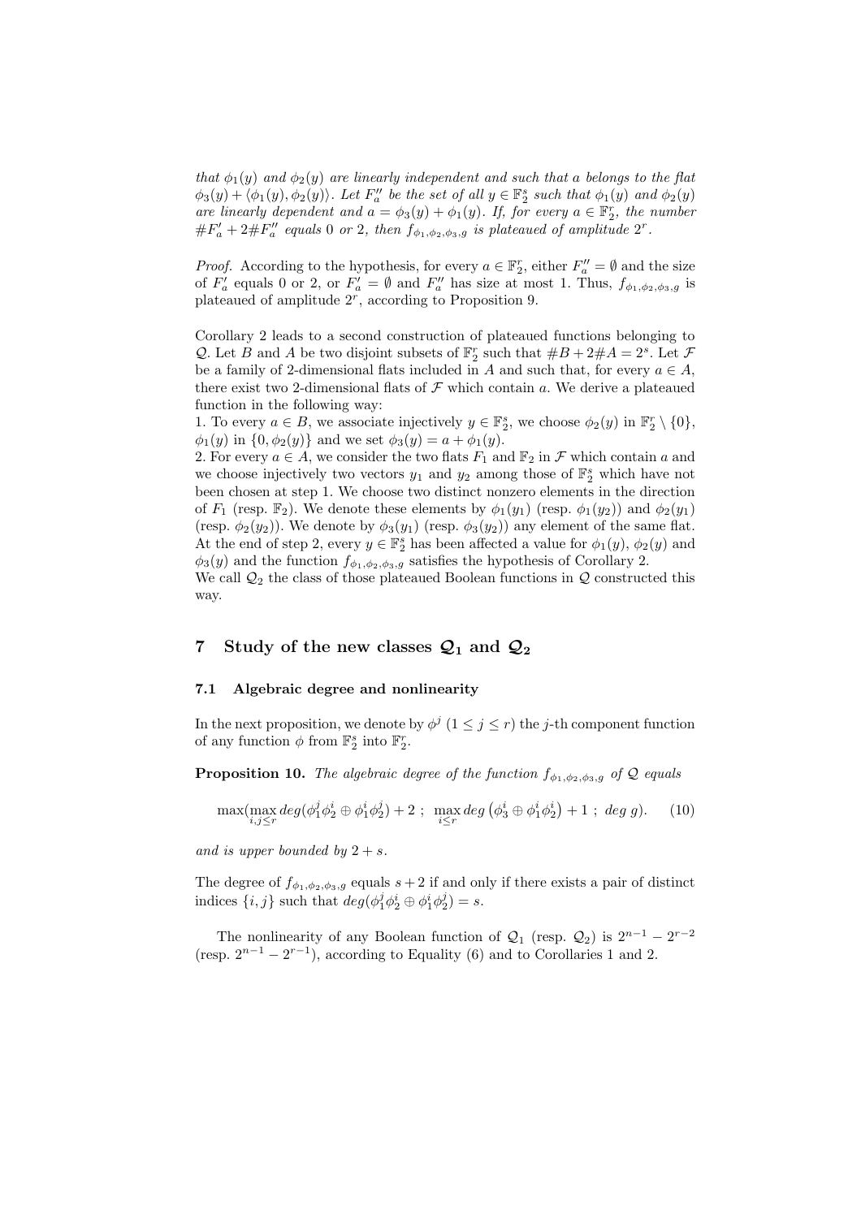*that $\phi_1(y)$ and $\phi_2(y)$ are linearly independent and such that $a$ belongs to the flat $\phi_3(y) + \langle \phi_1(y), \phi_2(y) \rangle$. Let $F''_a$ be the set of all $y \in \mathbb{F}_2^s$ such that $\phi_1(y)$ and $\phi_2(y)$ are linearly dependent and $a = \phi_3(y) + \phi_1(y)$. If, for every $a \in \mathbb{F}_2^r$, the number $\#F'_a + 2\#F''_a$ equals 0 or 2, then $f_{\phi_1,\phi_2,\phi_3,g}$ is plateaued of amplitude $2^r$.*

*Proof.* According to the hypothesis, for every $a \in \mathbb{F}_2^r$, either $F''_a = \emptyset$ and the size of $F'_a$ equals 0 or 2, or $F'_a = \emptyset$ and $F''_a$ has size at most 1. Thus, $f_{\phi_1,\phi_2,\phi_3,g}$ is plateaued of amplitude $2^r$, according to Proposition 9.

Corollary 2 leads to a second construction of plateaued functions belonging to $\mathcal{Q}$. Let $B$ and $A$ be two disjoint subsets of $\mathbb{F}_2^r$ such that $\#B + 2\#A = 2^s$. Let $\mathcal{F}$ be a family of 2-dimensional flats included in $A$ and such that, for every $a \in A$, there exist two 2-dimensional flats of $\mathcal{F}$ which contain $a$. We derive a plateaued function in the following way:

1. To every $a \in B$, we associate injectively $y \in \mathbb{F}_2^s$, we choose $\phi_2(y)$ in $\mathbb{F}_2^r \setminus \{0\}$, $\phi_1(y)$ in $\{0, \phi_2(y)\}$ and we set $\phi_3(y) = a + \phi_1(y)$.
2. For every $a \in A$, we consider the two flats $F_1$ and $\mathbb{F}_2$ in $\mathcal{F}$ which contain $a$ and we choose injectively two vectors $y_1$ and $y_2$ among those of $\mathbb{F}_2^s$ which have not been chosen at step 1. We choose two distinct nonzero elements in the direction of $F_1$ (resp. $\mathbb{F}_2$). We denote these elements by $\phi_1(y_1)$ (resp. $\phi_1(y_2)$) and $\phi_2(y_1)$ (resp. $\phi_2(y_2)$). We denote by $\phi_3(y_1)$ (resp. $\phi_3(y_2)$) any element of the same flat. At the end of step 2, every $y \in \mathbb{F}_2^s$ has been affected a value for $\phi_1(y)$, $\phi_2(y)$ and $\phi_3(y)$ and the function $f_{\phi_1,\phi_2,\phi_3,g}$ satisfies the hypothesis of Corollary 2.

We call $\mathcal{Q}_2$ the class of those plateaued Boolean functions in $\mathcal{Q}$ constructed this way.

## 7 Study of the new classes $\mathcal{Q}_1$ and $\mathcal{Q}_2$

### 7.1 Algebraic degree and nonlinearity

In the next proposition, we denote by $\phi^j$ ($1 \le j \le r$) the $j$-th component function of any function $\phi$ from $\mathbb{F}_2^s$ into $\mathbb{F}_2^r$.

**Proposition 10.** *The algebraic degree of the function $f_{\phi_1,\phi_2,\phi_3,g}$ of $\mathcal{Q}$ equals*

$$\max\left(\max_{i,j \le r} deg(\phi_1^j \phi_2^i \oplus \phi_1^i \phi_2^j) + 2 \ ; \ \max_{i \le r} deg\left(\phi_3^i \oplus \phi_1^i \phi_2^i\right) + 1 \ ; \ deg\ g\right). \quad (10)$$

*and is upper bounded by $2 + s$.*

The degree of $f_{\phi_1,\phi_2,\phi_3,g}$ equals $s + 2$ if and only if there exists a pair of distinct indices $\{i, j\}$ such that $deg(\phi_1^j \phi_2^i \oplus \phi_1^i \phi_2^j) = s$.

The nonlinearity of any Boolean function of $\mathcal{Q}_1$ (resp. $\mathcal{Q}_2$) is $2^{n-1} - 2^{r-2}$ (resp. $2^{n-1} - 2^{r-1}$), according to Equality (6) and to Corollaries 1 and 2.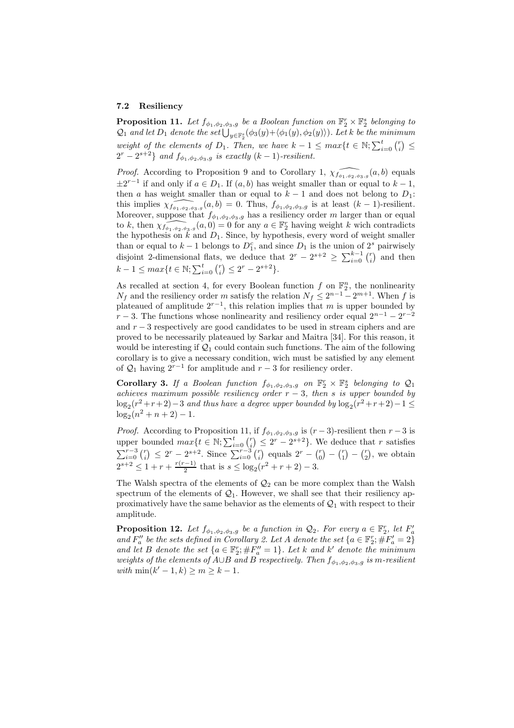### 7.2 Resiliency

**Proposition 11.** *Let $f_{\phi_1,\phi_2,\phi_3,g}$ be a Boolean function on $\mathbb{F}_2^r \times \mathbb{F}_2^s$ belonging to $\mathcal{Q}_1$ and let $D_1$ denote the set $\bigcup_{y\in\mathbb{F}_2^s}(\phi_3(y)+\langle\phi_1(y),\phi_2(y)\rangle)$. Let $k$ be the minimum weight of the elements of $D_1$. Then, we have $k-1 \leq max\{t \in \mathbb{N}; \sum_{i=0}^{t}\binom{r}{i} \leq 2^r - 2^{s+2}\}$ and $f_{\phi_1,\phi_2,\phi_3,g}$ is exactly $(k-1)$-resilient.*

*Proof.* According to Proposition 9 and to Corollary 1, $\widehat{\chi_{f_{\phi_1,\phi_2,\phi_3,g}}}(a,b)$ equals $\pm 2^{r-1}$ if and only if $a \in D_1$. If $(a,b)$ has weight smaller than or equal to $k-1$, then $a$ has weight smaller than or equal to $k-1$ and does not belong to $D_1$: this implies $\widehat{\chi_{f_{\phi_1,\phi_2,\phi_3,g}}}(a,b) = 0$. Thus, $f_{\phi_1,\phi_2,\phi_3,g}$ is at least $(k-1)$-resilient. Moreover, suppose that $f_{\phi_1,\phi_2,\phi_3,g}$ has a resiliency order $m$ larger than or equal to $k$, then $\widehat{\chi_{f_{\phi_1,\phi_2,\phi_3,g}}}(a,0) = 0$ for any $a \in \mathbb{F}_2^r$ having weight $k$ wich contradicts the hypothesis on $k$ and $D_1$. Since, by hypothesis, every word of weight smaller than or equal to $k-1$ belongs to $D_1^c$, and since $D_1$ is the union of $2^s$ pairwisely disjoint 2-dimensional flats, we deduce that $2^r - 2^{s+2} \geq \sum_{i=0}^{k-1}\binom{r}{i}$ and then $k-1 \leq max\{t \in \mathbb{N}; \sum_{i=0}^{t}\binom{r}{i} \leq 2^r - 2^{s+2}\}$.

As recalled at section 4, for every Boolean function $f$ on $\mathbb{F}_2^n$, the nonlinearity $N_f$ and the resiliency order $m$ satisfy the relation $N_f \leq 2^{n-1} - 2^{m+1}$. When $f$ is plateaued of amplitude $2^{r-1}$, this relation implies that $m$ is upper bounded by $r-3$. The functions whose nonlinearity and resiliency order equal $2^{n-1} - 2^{r-2}$ and $r-3$ respectively are good candidates to be used in stream ciphers and are proved to be necessarily plateaued by Sarkar and Maitra [34]. For this reason, it would be interesting if $\mathcal{Q}_1$ could contain such functions. The aim of the following corollary is to give a necessary condition, wich must be satisfied by any element of $\mathcal{Q}_1$ having $2^{r-1}$ for amplitude and $r-3$ for resiliency order.

**Corollary 3.** *If a Boolean function $f_{\phi_1,\phi_2,\phi_3,g}$ on $\mathbb{F}_2^r \times \mathbb{F}_2^s$ belonging to $\mathcal{Q}_1$ achieves maximum possible resiliency order $r-3$, then $s$ is upper bounded by $\log_2(r^2+r+2)-3$ and thus have a degree upper bounded by $\log_2(r^2+r+2)-1 \leq \log_2(n^2+n+2)-1$.*

*Proof.* According to Proposition 11, if $f_{\phi_1,\phi_2,\phi_3,g}$ is $(r-3)$-resilient then $r-3$ is upper bounded $max\{t \in \mathbb{N}; \sum_{i=0}^{t}\binom{r}{i} \leq 2^r - 2^{s+2}\}$. We deduce that $r$ satisfies $\sum_{i=0}^{r-3}\binom{r}{i} \leq 2^r - 2^{s+2}$. Since $\sum_{i=0}^{r-3}\binom{r}{i}$ equals $2^r - \binom{r}{0} - \binom{r}{1} - \binom{r}{2}$, we obtain $2^{s+2} \leq 1 + r + \frac{r(r-1)}{2}$ that is $s \leq \log_2(r^2+r+2) - 3$.

The Walsh spectra of the elements of $\mathcal{Q}_2$ can be more complex than the Walsh spectrum of the elements of $\mathcal{Q}_1$. However, we shall see that their resiliency approximatively have the same behavior as the elements of $\mathcal{Q}_1$ with respect to their amplitude.

**Proposition 12.** *Let $f_{\phi_1,\phi_2,\phi_3,g}$ be a function in $\mathcal{Q}_2$. For every $a \in \mathbb{F}_2^r$, let $F_a'$ and $F_a''$ be the sets defined in Corollary 2. Let $A$ denote the set $\{a \in \mathbb{F}_2^r; \#F_a' = 2\}$ and let $B$ denote the set $\{a \in \mathbb{F}_2^r; \#F_a'' = 1\}$. Let $k$ and $k'$ denote the minimum weights of the elements of $A \cup B$ and $B$ respectively. Then $f_{\phi_1,\phi_2,\phi_3,g}$ is $m$-resilient with $\min(k'-1,k) \geq m \geq k-1$.*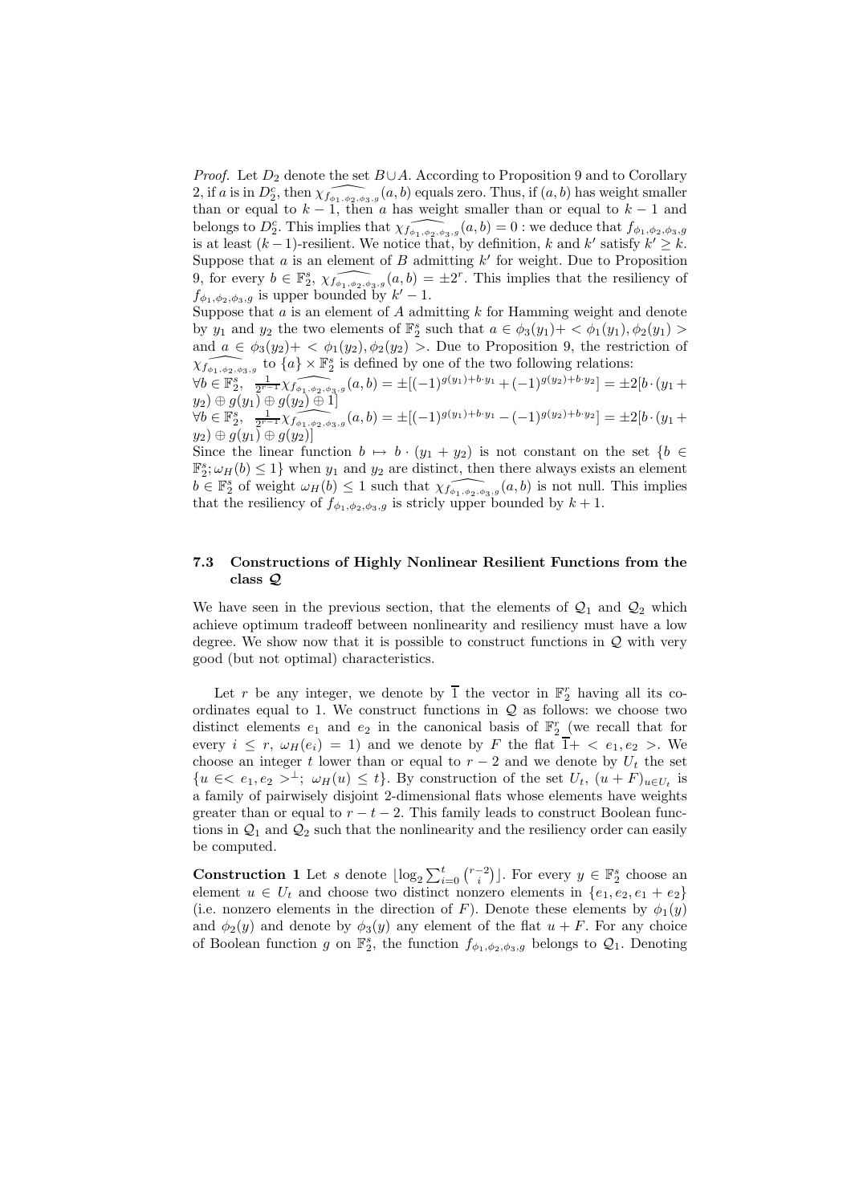*Proof.* Let $D_2$ denote the set $B \cup A$. According to Proposition 9 and to Corollary 2, if $a$ is in $D_2^c$, then $\widehat{\chi_{f_{\phi_1,\phi_2,\phi_3,g}}}(a,b)$ equals zero. Thus, if $(a,b)$ has weight smaller than or equal to $k-1$, then $a$ has weight smaller than or equal to $k-1$ and belongs to $D_2^c$. This implies that $\widehat{\chi_{f_{\phi_1,\phi_2,\phi_3,g}}}(a,b) = 0$ : we deduce that $f_{\phi_1,\phi_2,\phi_3,g}$ is at least $(k-1)$-resilient. We notice that, by definition, $k$ and $k'$ satisfy $k' \geq k$. Suppose that $a$ is an element of $B$ admitting $k'$ for weight. Due to Proposition 9, for every $b \in \mathbb{F}_2^s$, $\widehat{\chi_{f_{\phi_1,\phi_2,\phi_3,g}}}(a,b) = \pm 2^r$. This implies that the resiliency of $f_{\phi_1,\phi_2,\phi_3,g}$ is upper bounded by $k'-1$.

Suppose that $a$ is an element of $A$ admitting $k$ for Hamming weight and denote by $y_1$ and $y_2$ the two elements of $\mathbb{F}_2^s$ such that $a \in \phi_3(y_1) + <\phi_1(y_1), \phi_2(y_1)>$ and $a \in \phi_3(y_2) + <\phi_1(y_2), \phi_2(y_2)>$. Due to Proposition 9, the restriction of $\widehat{\chi_{f_{\phi_1,\phi_2,\phi_3,g}}}$ to $\{a\} \times \mathbb{F}_2^s$ is defined by one of the two following relations:

$\forall b \in \mathbb{F}_2^s$, $\frac{1}{2^{r-1}}\widehat{\chi_{f_{\phi_1,\phi_2,\phi_3,g}}}(a,b) = \pm[(-1)^{g(y_1)+b\cdot y_1} + (-1)^{g(y_2)+b\cdot y_2}] = \pm 2[b\cdot(y_1 + y_2) \oplus g(y_1) \oplus g(y_2) \oplus 1]$

$\forall b \in \mathbb{F}_2^s$, $\frac{1}{2^{r-1}}\widehat{\chi_{f_{\phi_1,\phi_2,\phi_3,g}}}(a,b) = \pm[(-1)^{g(y_1)+b\cdot y_1} - (-1)^{g(y_2)+b\cdot y_2}] = \pm 2[b\cdot(y_1 + y_2) \oplus g(y_1) \oplus g(y_2)]$

Since the linear function $b \mapsto b \cdot (y_1 + y_2)$ is not constant on the set $\{b \in \mathbb{F}_2^s; \omega_H(b) \leq 1\}$ when $y_1$ and $y_2$ are distinct, then there always exists an element $b \in \mathbb{F}_2^s$ of weight $\omega_H(b) \leq 1$ such that $\widehat{\chi_{f_{\phi_1,\phi_2,\phi_3,g}}}(a,b)$ is not null. This implies that the resiliency of $f_{\phi_1,\phi_2,\phi_3,g}$ is stricly upper bounded by $k+1$.

### 7.3 Constructions of Highly Nonlinear Resilient Functions from the class $\mathcal{Q}$

We have seen in the previous section, that the elements of $\mathcal{Q}_1$ and $\mathcal{Q}_2$ which achieve optimum tradeoff between nonlinearity and resiliency must have a low degree. We show now that it is possible to construct functions in $\mathcal{Q}$ with very good (but not optimal) characteristics.

Let $r$ be any integer, we denote by $\overline{1}$ the vector in $\mathbb{F}_2^r$ having all its coordinates equal to 1. We construct functions in $\mathcal{Q}$ as follows: we choose two distinct elements $e_1$ and $e_2$ in the canonical basis of $\mathbb{F}_2^r$ (we recall that for every $i \leq r$, $\omega_H(e_i) = 1$) and we denote by $F$ the flat $\overline{1} + <e_1, e_2>$. We choose an integer $t$ lower than or equal to $r-2$ and we denote by $U_t$ the set $\{u \in <e_1, e_2>^\perp;\ \omega_H(u) \leq t\}$. By construction of the set $U_t$, $(u+F)_{u \in U_t}$ is a family of pairwisely disjoint 2-dimensional flats whose elements have weights greater than or equal to $r-t-2$. This family leads to construct Boolean functions in $\mathcal{Q}_1$ and $\mathcal{Q}_2$ such that the nonlinearity and the resiliency order can easily be computed.

**Construction 1** Let $s$ denote $\lfloor \log_2 \sum_{i=0}^{t} \binom{r-2}{i} \rfloor$. For every $y \in \mathbb{F}_2^s$ choose an element $u \in U_t$ and choose two distinct nonzero elements in $\{e_1, e_2, e_1+e_2\}$ (i.e. nonzero elements in the direction of $F$). Denote these elements by $\phi_1(y)$ and $\phi_2(y)$ and denote by $\phi_3(y)$ any element of the flat $u+F$. For any choice of Boolean function $g$ on $\mathbb{F}_2^s$, the function $f_{\phi_1,\phi_2,\phi_3,g}$ belongs to $\mathcal{Q}_1$. Denoting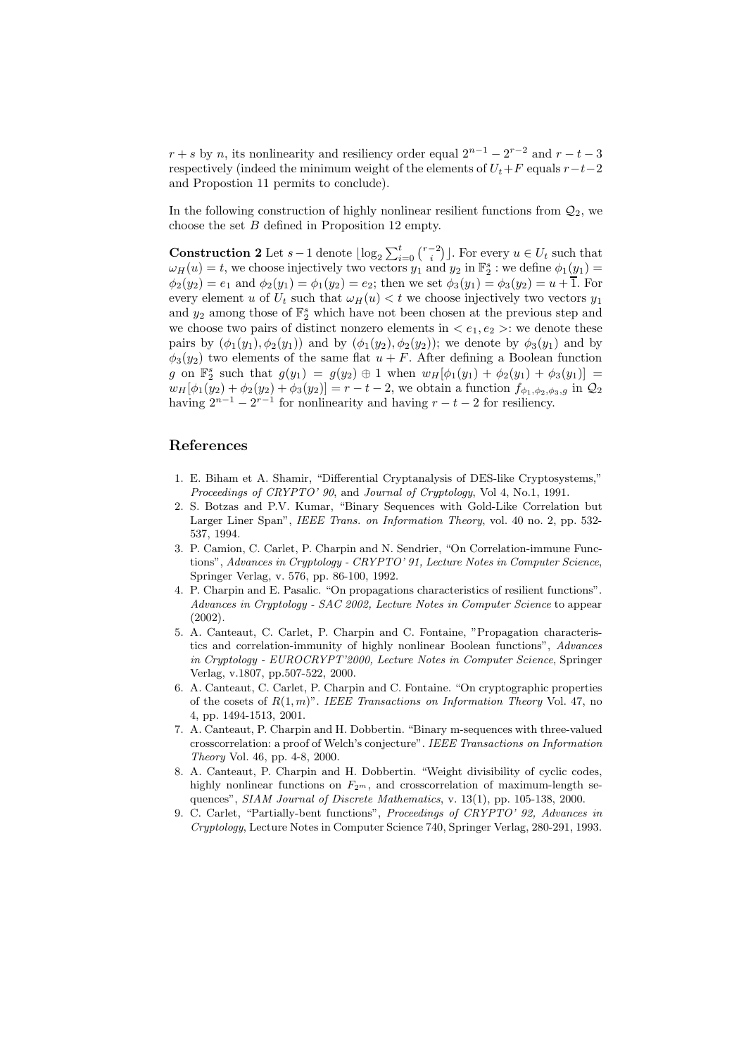$r+s$ by $n$, its nonlinearity and resiliency order equal $2^{n-1}-2^{r-2}$ and $r-t-3$ respectively (indeed the minimum weight of the elements of $U_t+F$ equals $r-t-2$ and Propostion 11 permits to conclude).

In the following construction of highly nonlinear resilient functions from $\mathcal{Q}_2$, we choose the set $B$ defined in Proposition 12 empty.

**Construction 2** Let $s-1$ denote $\lfloor \log_2 \sum_{i=0}^{t} \binom{r-2}{i} \rfloor$. For every $u \in U_t$ such that $\omega_H(u)=t$, we choose injectively two vectors $y_1$ and $y_2$ in $\mathbb{F}_2^s$ : we define $\phi_1(y_1) = \phi_2(y_2) = e_1$ and $\phi_2(y_1) = \phi_1(y_2) = e_2$; then we set $\phi_3(y_1) = \phi_3(y_2) = u + \overline{1}$. For every element $u$ of $U_t$ such that $\omega_H(u) < t$ we choose injectively two vectors $y_1$ and $y_2$ among those of $\mathbb{F}_2^s$ which have not been chosen at the previous step and we choose two pairs of distinct nonzero elements in $< e_1, e_2 >$: we denote these pairs by $(\phi_1(y_1), \phi_2(y_1))$ and by $(\phi_1(y_2), \phi_2(y_2))$; we denote by $\phi_3(y_1)$ and by $\phi_3(y_2)$ two elements of the same flat $u+F$. After defining a Boolean function $g$ on $\mathbb{F}_2^s$ such that $g(y_1) = g(y_2) \oplus 1$ when $w_H[\phi_1(y_1) + \phi_2(y_1) + \phi_3(y_1)] = w_H[\phi_1(y_2) + \phi_2(y_2) + \phi_3(y_2)] = r-t-2$, we obtain a function $f_{\phi_1,\phi_2,\phi_3,g}$ in $\mathcal{Q}_2$ having $2^{n-1}-2^{r-1}$ for nonlinearity and having $r-t-2$ for resiliency.

## References

1. E. Biham et A. Shamir, "Differential Cryptanalysis of DES-like Cryptosystems," *Proceedings of CRYPTO' 90*, and *Journal of Cryptology*, Vol 4, No.1, 1991.
2. S. Botzas and P.V. Kumar, "Binary Sequences with Gold-Like Correlation but Larger Liner Span", *IEEE Trans. on Information Theory*, vol. 40 no. 2, pp. 532-537, 1994.
3. P. Camion, C. Carlet, P. Charpin and N. Sendrier, "On Correlation-immune Functions", *Advances in Cryptology - CRYPTO' 91, Lecture Notes in Computer Science*, Springer Verlag, v. 576, pp. 86-100, 1992.
4. P. Charpin and E. Pasalic. "On propagations characteristics of resilient functions". *Advances in Cryptology - SAC 2002, Lecture Notes in Computer Science* to appear (2002).
5. A. Canteaut, C. Carlet, P. Charpin and C. Fontaine, "Propagation characteristics and correlation-immunity of highly nonlinear Boolean functions", *Advances in Cryptology - EUROCRYPT'2000, Lecture Notes in Computer Science*, Springer Verlag, v.1807, pp.507-522, 2000.
6. A. Canteaut, C. Carlet, P. Charpin and C. Fontaine. "On cryptographic properties of the cosets of $R(1,m)$". *IEEE Transactions on Information Theory* Vol. 47, no 4, pp. 1494-1513, 2001.
7. A. Canteaut, P. Charpin and H. Dobbertin. "Binary m-sequences with three-valued crosscorrelation: a proof of Welch's conjecture". *IEEE Transactions on Information Theory* Vol. 46, pp. 4-8, 2000.
8. A. Canteaut, P. Charpin and H. Dobbertin. "Weight divisibility of cyclic codes, highly nonlinear functions on $F_{2^m}$, and crosscorrelation of maximum-length sequences", *SIAM Journal of Discrete Mathematics*, v. 13(1), pp. 105-138, 2000.
9. C. Carlet, "Partially-bent functions", *Proceedings of CRYPTO' 92, Advances in Cryptology*, Lecture Notes in Computer Science 740, Springer Verlag, 280-291, 1993.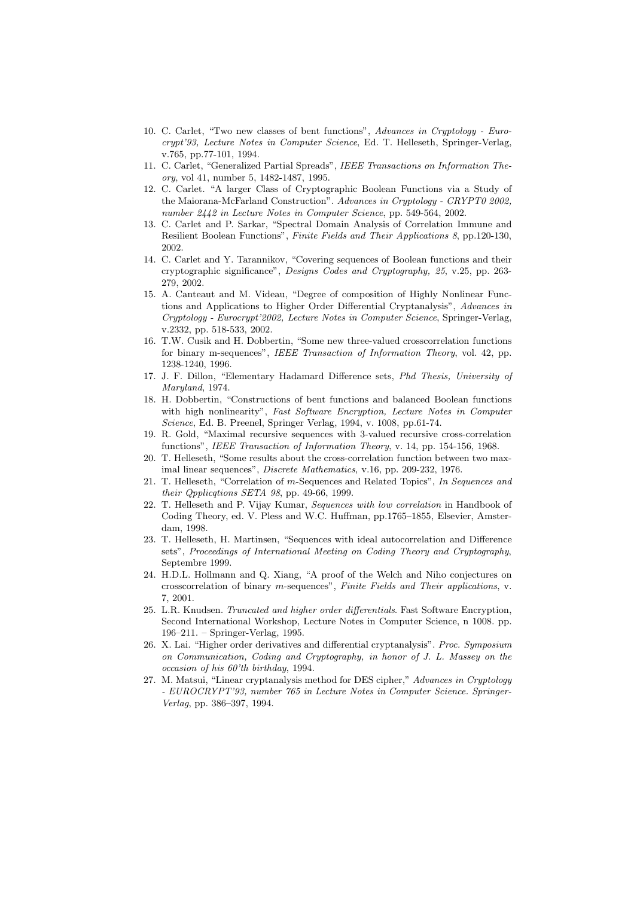10. C. Carlet, "Two new classes of bent functions", *Advances in Cryptology - Eurocrypt'93, Lecture Notes in Computer Science*, Ed. T. Helleseth, Springer-Verlag, v.765, pp.77-101, 1994.
11. C. Carlet, "Generalized Partial Spreads", *IEEE Transactions on Information Theory*, vol 41, number 5, 1482-1487, 1995.
12. C. Carlet. "A larger Class of Cryptographic Boolean Functions via a Study of the Maiorana-McFarland Construction". *Advances in Cryptology - CRYPT0 2002, number 2442 in Lecture Notes in Computer Science*, pp. 549-564, 2002.
13. C. Carlet and P. Sarkar, "Spectral Domain Analysis of Correlation Immune and Resilient Boolean Functions", *Finite Fields and Their Applications 8*, pp.120-130, 2002.
14. C. Carlet and Y. Tarannikov, "Covering sequences of Boolean functions and their cryptographic significance", *Designs Codes and Cryptography, 25*, v.25, pp. 263-279, 2002.
15. A. Canteaut and M. Videau, "Degree of composition of Highly Nonlinear Functions and Applications to Higher Order Differential Cryptanalysis", *Advances in Cryptology - Eurocrypt'2002, Lecture Notes in Computer Science*, Springer-Verlag, v.2332, pp. 518-533, 2002.
16. T.W. Cusik and H. Dobbertin, "Some new three-valued crosscorrelation functions for binary m-sequences", *IEEE Transaction of Information Theory*, vol. 42, pp. 1238-1240, 1996.
17. J. F. Dillon, "Elementary Hadamard Difference sets, *Phd Thesis, University of Maryland*, 1974.
18. H. Dobbertin, "Constructions of bent functions and balanced Boolean functions with high nonlinearity", *Fast Software Encryption, Lecture Notes in Computer Science*, Ed. B. Preenel, Springer Verlag, 1994, v. 1008, pp.61-74.
19. R. Gold, "Maximal recursive sequences with 3-valued recursive cross-correlation functions", *IEEE Transaction of Information Theory*, v. 14, pp. 154-156, 1968.
20. T. Helleseth, "Some results about the cross-correlation function between two maximal linear sequences", *Discrete Mathematics*, v.16, pp. 209-232, 1976.
21. T. Helleseth, "Correlation of $m$-Sequences and Related Topics", *In Sequences and their Qpplicqtions SETA 98*, pp. 49-66, 1999.
22. T. Helleseth and P. Vijay Kumar, *Sequences with low correlation* in Handbook of Coding Theory, ed. V. Pless and W.C. Huffman, pp.1765–1855, Elsevier, Amsterdam, 1998.
23. T. Helleseth, H. Martinsen, "Sequences with ideal autocorrelation and Difference sets", *Proceedings of International Meeting on Coding Theory and Cryptography*, Septembre 1999.
24. H.D.L. Hollmann and Q. Xiang, "A proof of the Welch and Niho conjectures on crosscorrelation of binary $m$-sequences", *Finite Fields and Their applications*, v. 7, 2001.
25. L.R. Knudsen. *Truncated and higher order differentials*. Fast Software Encryption, Second International Workshop, Lecture Notes in Computer Science, n 1008. pp. 196–211. – Springer-Verlag, 1995.
26. X. Lai. "Higher order derivatives and differential cryptanalysis". *Proc. Symposium on Communication, Coding and Cryptography, in honor of J. L. Massey on the occasion of his 60'th birthday*, 1994.
27. M. Matsui, "Linear cryptanalysis method for DES cipher," *Advances in Cryptology - EUROCRYPT'93, number 765 in Lecture Notes in Computer Science. Springer-Verlag*, pp. 386–397, 1994.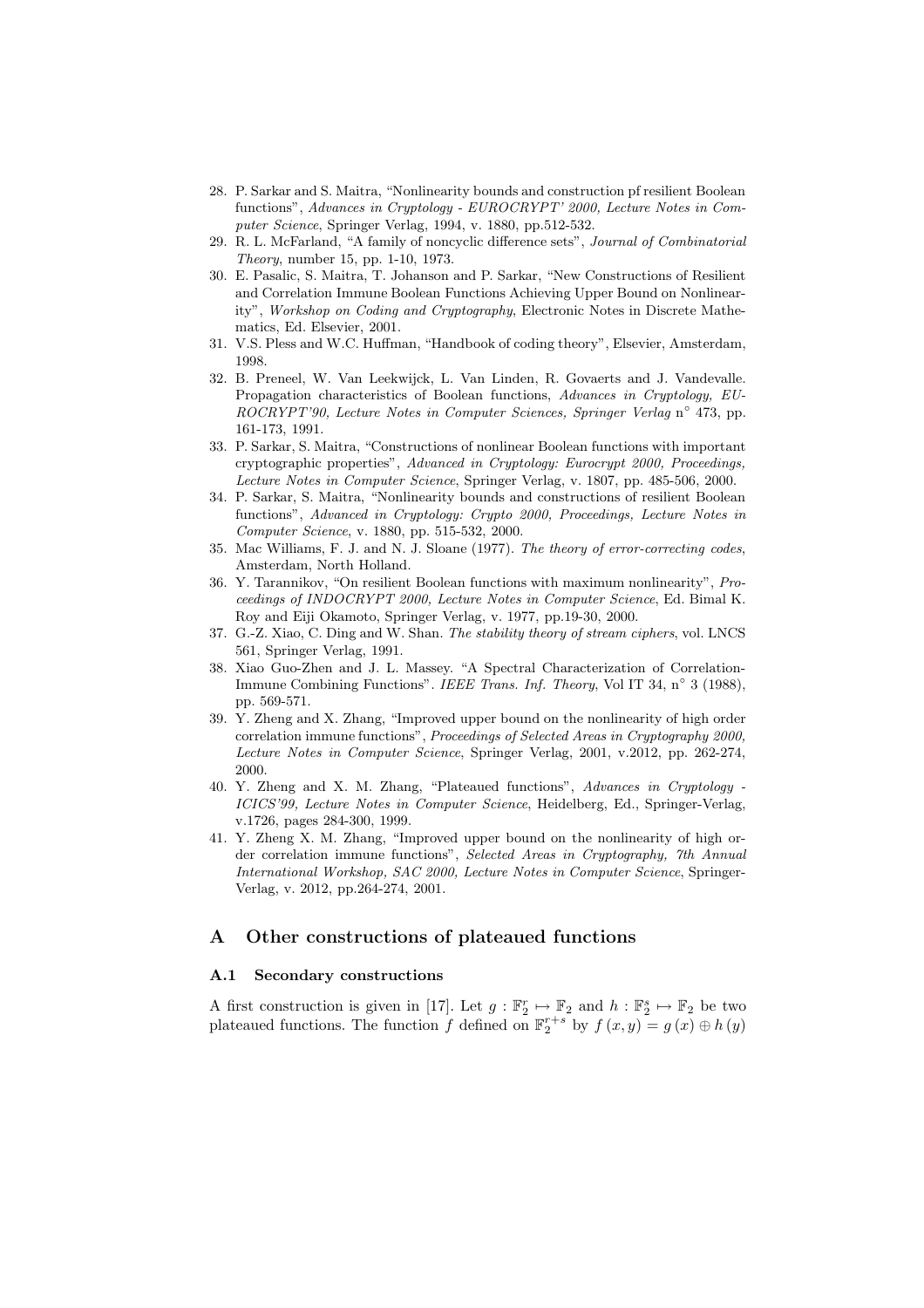28. P. Sarkar and S. Maitra, "Nonlinearity bounds and construction pf resilient Boolean functions", *Advances in Cryptology - EUROCRYPT' 2000, Lecture Notes in Computer Science*, Springer Verlag, 1994, v. 1880, pp.512-532.
29. R. L. McFarland, "A family of noncyclic difference sets", *Journal of Combinatorial Theory*, number 15, pp. 1-10, 1973.
30. E. Pasalic, S. Maitra, T. Johanson and P. Sarkar, "New Constructions of Resilient and Correlation Immune Boolean Functions Achieving Upper Bound on Nonlinearity", *Workshop on Coding and Cryptography*, Electronic Notes in Discrete Mathematics, Ed. Elsevier, 2001.
31. V.S. Pless and W.C. Huffman, "Handbook of coding theory", Elsevier, Amsterdam, 1998.
32. B. Preneel, W. Van Leekwijck, L. Van Linden, R. Govaerts and J. Vandevalle. Propagation characteristics of Boolean functions, *Advances in Cryptology, EUROCRYPT'90, Lecture Notes in Computer Sciences, Springer Verlag* n° 473, pp. 161-173, 1991.
33. P. Sarkar, S. Maitra, "Constructions of nonlinear Boolean functions with important cryptographic properties", *Advanced in Cryptology: Eurocrypt 2000, Proceedings, Lecture Notes in Computer Science*, Springer Verlag, v. 1807, pp. 485-506, 2000.
34. P. Sarkar, S. Maitra, "Nonlinearity bounds and constructions of resilient Boolean functions", *Advanced in Cryptology: Crypto 2000, Proceedings, Lecture Notes in Computer Science*, v. 1880, pp. 515-532, 2000.
35. Mac Williams, F. J. and N. J. Sloane (1977). *The theory of error-correcting codes*, Amsterdam, North Holland.
36. Y. Tarannikov, "On resilient Boolean functions with maximum nonlinearity", *Proceedings of INDOCRYPT 2000, Lecture Notes in Computer Science*, Ed. Bimal K. Roy and Eiji Okamoto, Springer Verlag, v. 1977, pp.19-30, 2000.
37. G.-Z. Xiao, C. Ding and W. Shan. *The stability theory of stream ciphers*, vol. LNCS 561, Springer Verlag, 1991.
38. Xiao Guo-Zhen and J. L. Massey. "A Spectral Characterization of Correlation-Immune Combining Functions". *IEEE Trans. Inf. Theory*, Vol IT 34, n° 3 (1988), pp. 569-571.
39. Y. Zheng and X. Zhang, "Improved upper bound on the nonlinearity of high order correlation immune functions", *Proceedings of Selected Areas in Cryptography 2000, Lecture Notes in Computer Science*, Springer Verlag, 2001, v.2012, pp. 262-274, 2000.
40. Y. Zheng and X. M. Zhang, "Plateaued functions", *Advances in Cryptology - ICICS'99, Lecture Notes in Computer Science*, Heidelberg, Ed., Springer-Verlag, v.1726, pages 284-300, 1999.
41. Y. Zheng X. M. Zhang, "Improved upper bound on the nonlinearity of high order correlation immune functions", *Selected Areas in Cryptography, 7th Annual International Workshop, SAC 2000, Lecture Notes in Computer Science*, Springer-Verlag, v. 2012, pp.264-274, 2001.

# A Other constructions of plateaued functions

## A.1 Secondary constructions

A first construction is given in [17]. Let $g : \mathbb{F}_2^r \mapsto \mathbb{F}_2$ and $h : \mathbb{F}_2^s \mapsto \mathbb{F}_2$ be two plateaued functions. The function $f$ defined on $\mathbb{F}_2^{r+s}$ by $f(x, y) = g(x) \oplus h(y)$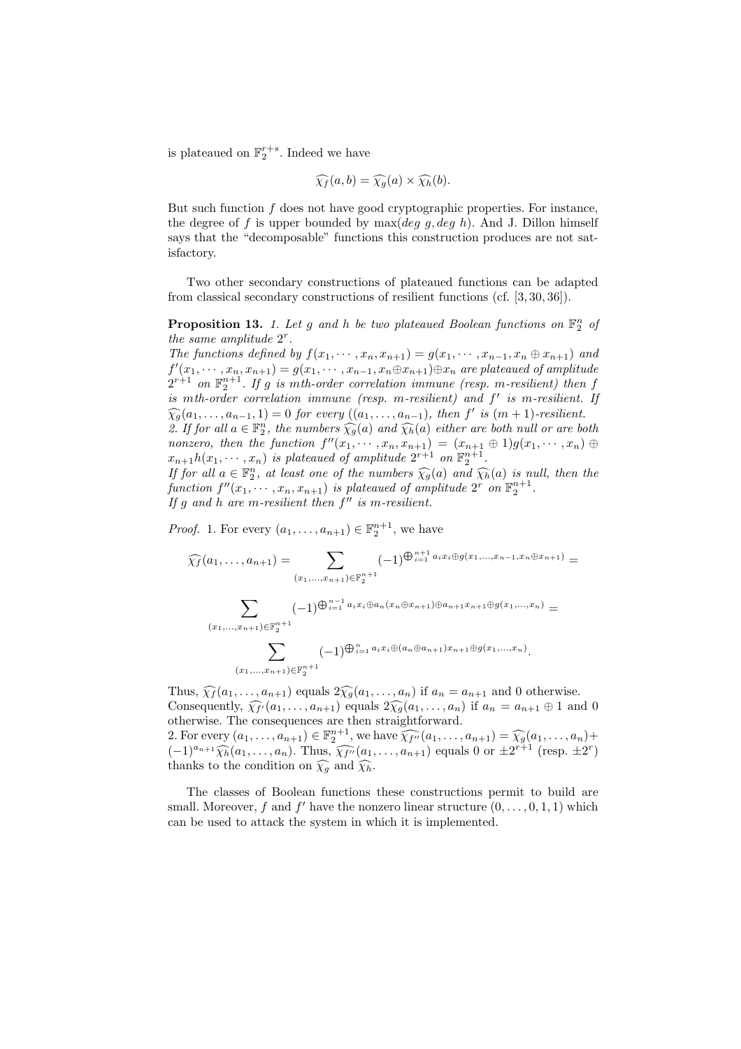is plateaued on $\mathbb{F}_2^{r+s}$. Indeed we have

$$\widehat{\chi_f}(a,b) = \widehat{\chi_g}(a) \times \widehat{\chi_h}(b).$$

But such function $f$ does not have good cryptographic properties. For instance, the degree of $f$ is upper bounded by $\max(deg\ g, deg\ h)$. And J. Dillon himself says that the "decomposable" functions this construction produces are not satisfactory.

Two other secondary constructions of plateaued functions can be adapted from classical secondary constructions of resilient functions (cf. [3, 30, 36]).

**Proposition 13.** *1. Let $g$ and $h$ be two plateaued Boolean functions on $\mathbb{F}_2^n$ of the same amplitude $2^r$.*
*The functions defined by $f(x_1, \cdots, x_n, x_{n+1}) = g(x_1, \cdots, x_{n-1}, x_n \oplus x_{n+1})$ and $f'(x_1, \cdots, x_n, x_{n+1}) = g(x_1, \cdots, x_{n-1}, x_n \oplus x_{n+1}) \oplus x_n$ are plateaued of amplitude $2^{r+1}$ on $\mathbb{F}_2^{n+1}$. If $g$ is $m$th-order correlation immune (resp. $m$-resilient) then $f$ is $m$th-order correlation immune (resp. $m$-resilient) and $f'$ is $m$-resilient. If $\widehat{\chi_g}(a_1, \ldots, a_{n-1}, 1) = 0$ for every $((a_1, \ldots, a_{n-1})$, then $f'$ is $(m+1)$-resilient.*
*2. If for all $a \in \mathbb{F}_2^n$, the numbers $\widehat{\chi_g}(a)$ and $\widehat{\chi_h}(a)$ either are both null or are both nonzero, then the function $f''(x_1, \cdots, x_n, x_{n+1}) = (x_{n+1} \oplus 1)g(x_1, \cdots, x_n) \oplus x_{n+1}h(x_1, \cdots, x_n)$ is plateaued of amplitude $2^{r+1}$ on $\mathbb{F}_2^{n+1}$.*
*If for all $a \in \mathbb{F}_2^n$, at least one of the numbers $\widehat{\chi_g}(a)$ and $\widehat{\chi_h}(a)$ is null, then the function $f''(x_1, \cdots, x_n, x_{n+1})$ is plateaued of amplitude $2^r$ on $\mathbb{F}_2^{n+1}$.*
*If $g$ and $h$ are $m$-resilient then $f''$ is $m$-resilient.*

*Proof.* 1. For every $(a_1, \ldots, a_{n+1}) \in \mathbb{F}_2^{n+1}$, we have

$$\widehat{\chi_f}(a_1, \ldots, a_{n+1}) = \sum_{(x_1,\ldots,x_{n+1}) \in \mathbb{F}_2^{n+1}} (-1)^{\bigoplus_{i=1}^{n+1} a_i x_i \oplus g(x_1,\ldots,x_{n-1},x_n \oplus x_{n+1})} =$$

$$\sum_{(x_1,\ldots,x_{n+1}) \in \mathbb{F}_2^{n+1}} (-1)^{\bigoplus_{i=1}^{n-1} a_i x_i \oplus a_n(x_n \oplus x_{n+1}) \oplus a_{n+1} x_{n+1} \oplus g(x_1,\ldots,x_n)} =$$

$$\sum_{(x_1,\ldots,x_{n+1}) \in \mathbb{F}_2^{n+1}} (-1)^{\bigoplus_{i=1}^{n} a_i x_i \oplus (a_n \oplus a_{n+1}) x_{n+1} \oplus g(x_1,\ldots,x_n)}.$$

Thus, $\widehat{\chi_f}(a_1, \ldots, a_{n+1})$ equals $2\widehat{\chi_g}(a_1, \ldots, a_n)$ if $a_n = a_{n+1}$ and 0 otherwise.
Consequently, $\widehat{\chi_{f'}}(a_1, \ldots, a_{n+1})$ equals $2\widehat{\chi_g}(a_1, \ldots, a_n)$ if $a_n = a_{n+1} \oplus 1$ and 0 otherwise. The consequences are then straightforward.
2. For every $(a_1, \ldots, a_{n+1}) \in \mathbb{F}_2^{n+1}$, we have $\widehat{\chi_{f''}}(a_1, \ldots, a_{n+1}) = \widehat{\chi_g}(a_1, \ldots, a_n) + (-1)^{a_{n+1}} \widehat{\chi_h}(a_1, \ldots, a_n)$. Thus, $\widehat{\chi_{f''}}(a_1, \ldots, a_{n+1})$ equals 0 or $\pm 2^{r+1}$ (resp. $\pm 2^r$) thanks to the condition on $\widehat{\chi_g}$ and $\widehat{\chi_h}$.

The classes of Boolean functions these constructions permit to build are small. Moreover, $f$ and $f'$ have the nonzero linear structure $(0, \ldots, 0, 1, 1)$ which can be used to attack the system in which it is implemented.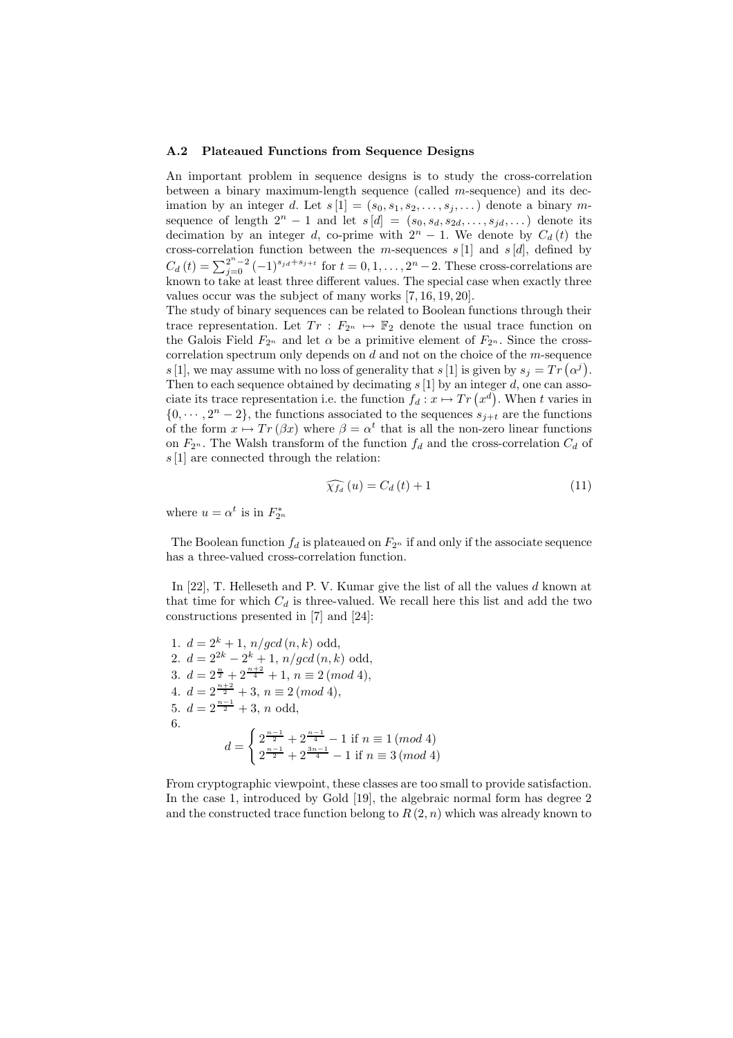### A.2 Plateaued Functions from Sequence Designs

An important problem in sequence designs is to study the cross-correlation between a binary maximum-length sequence (called $m$-sequence) and its decimation by an integer $d$. Let $s[1] = (s_0, s_1, s_2, \ldots, s_j, \ldots)$ denote a binary $m$-sequence of length $2^n - 1$ and let $s[d] = (s_0, s_d, s_{2d}, \ldots, s_{jd}, \ldots)$ denote its decimation by an integer $d$, co-prime with $2^n - 1$. We denote by $C_d(t)$ the cross-correlation function between the $m$-sequences $s[1]$ and $s[d]$, defined by $C_d(t) = \sum_{j=0}^{2^n-2} (-1)^{s_{jd}+s_{j+t}}$ for $t = 0, 1, \ldots, 2^n - 2$. These cross-correlations are known to take at least three different values. The special case when exactly three values occur was the subject of many works [7, 16, 19, 20].

The study of binary sequences can be related to Boolean functions through their trace representation. Let $Tr : F_{2^n} \mapsto \mathbb{F}_2$ denote the usual trace function on the Galois Field $F_{2^n}$ and let $\alpha$ be a primitive element of $F_{2^n}$. Since the cross-correlation spectrum only depends on $d$ and not on the choice of the $m$-sequence $s[1]$, we may assume with no loss of generality that $s[1]$ is given by $s_j = Tr(\alpha^j)$. Then to each sequence obtained by decimating $s[1]$ by an integer $d$, one can associate its trace representation i.e. the function $f_d : x \mapsto Tr(x^d)$. When $t$ varies in $\{0, \cdots, 2^n - 2\}$, the functions associated to the sequences $s_{j+t}$ are the functions of the form $x \mapsto Tr(\beta x)$ where $\beta = \alpha^t$ that is all the non-zero linear functions on $F_{2^n}$. The Walsh transform of the function $f_d$ and the cross-correlation $C_d$ of $s[1]$ are connected through the relation:

$$\widehat{\chi_{f_d}}(u) = C_d(t) + 1 \tag{11}$$

where $u = \alpha^t$ is in $F_{2^n}^*$

The Boolean function $f_d$ is plateaued on $F_{2^n}$ if and only if the associate sequence has a three-valued cross-correlation function.

In [22], T. Helleseth and P. V. Kumar give the list of all the values $d$ known at that time for which $C_d$ is three-valued. We recall here this list and add the two constructions presented in [7] and [24]:

1. $d = 2^k + 1$, $n/gcd(n,k)$ odd,
2. $d = 2^{2k} - 2^k + 1$, $n/gcd(n,k)$ odd,
3. $d = 2^{\frac{n}{2}} + 2^{\frac{n+2}{4}} + 1$, $n \equiv 2\,(mod\ 4)$,
4. $d = 2^{\frac{n+2}{2}} + 3$, $n \equiv 2\,(mod\ 4)$,
5. $d = 2^{\frac{n-1}{2}} + 3$, $n$ odd,
6. $$d = \begin{cases} 2^{\frac{n-1}{2}} + 2^{\frac{n-1}{4}} - 1 \text{ if } n \equiv 1\,(mod\ 4) \\ 2^{\frac{n-1}{2}} + 2^{\frac{3n-1}{4}} - 1 \text{ if } n \equiv 3\,(mod\ 4) \end{cases}$$

From cryptographic viewpoint, these classes are too small to provide satisfaction. In the case 1, introduced by Gold [19], the algebraic normal form has degree 2 and the constructed trace function belong to $R(2,n)$ which was already known to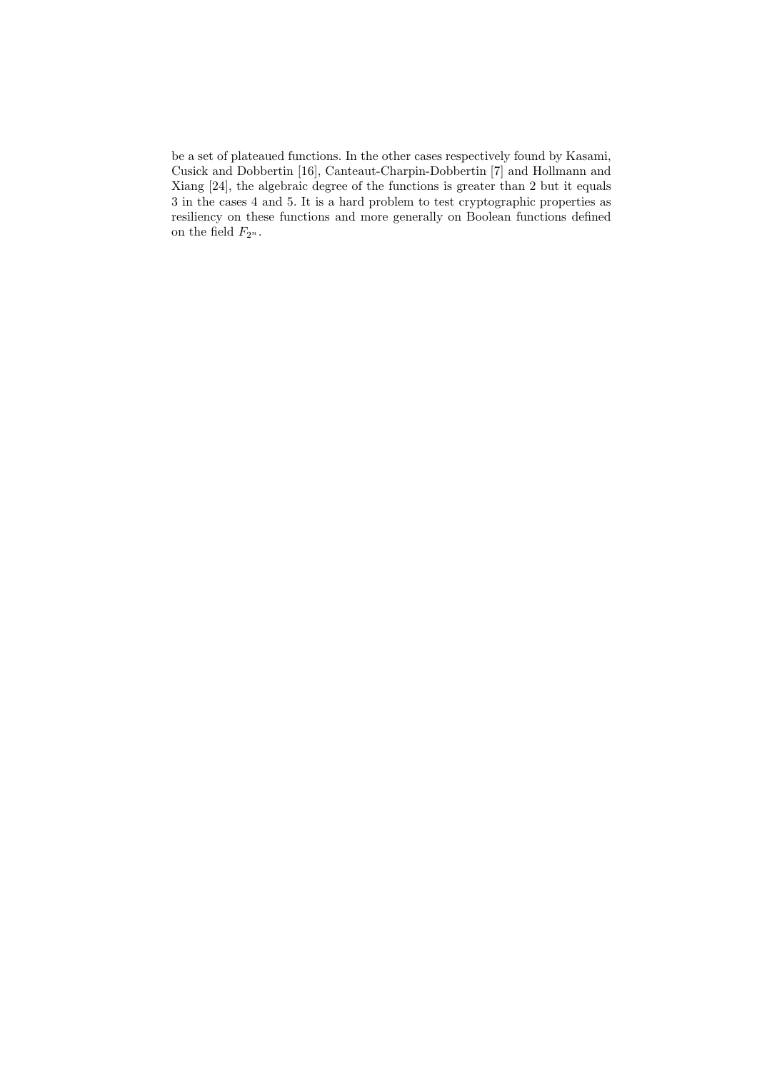be a set of plateaued functions. In the other cases respectively found by Kasami, Cusick and Dobbertin [16], Canteaut-Charpin-Dobbertin [7] and Hollmann and Xiang [24], the algebraic degree of the functions is greater than 2 but it equals 3 in the cases 4 and 5. It is a hard problem to test cryptographic properties as resiliency on these functions and more generally on Boolean functions defined on the field $F_{2^n}$.